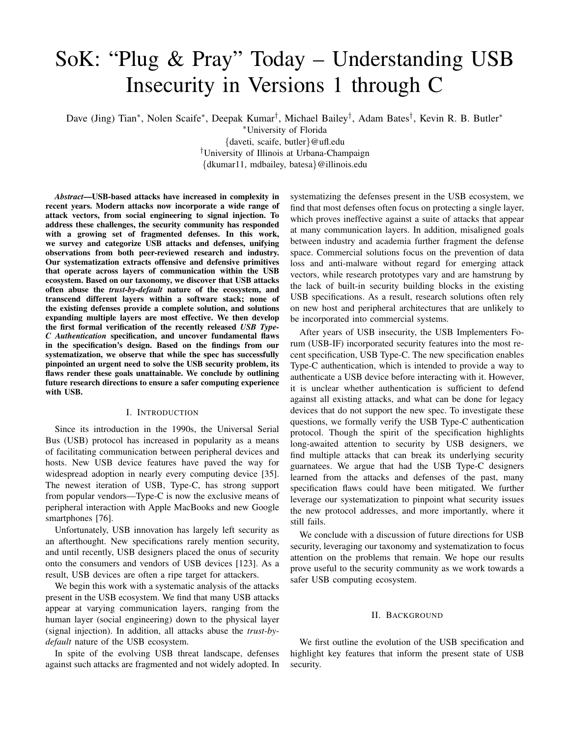# SoK: "Plug & Pray" Today – Understanding USB Insecurity in Versions 1 through C

Dave (Jing) Tian[*], Nolen Scaife[*], Deepak Kumar[†], Michael Bailey[†], Adam Bates[†], Kevin R. B. Butler[*]

[*]University of Florida

{daveti, scaife, butler}@ufl.edu

[†]University of Illinois at Urbana-Champaign

{dkumar11, mdbailey, batesa}@illinois.edu

***Abstract*—USB-based attacks have increased in complexity in recent years. Modern attacks now incorporate a wide range of attack vectors, from social engineering to signal injection. To address these challenges, the security community has responded with a growing set of fragmented defenses. In this work, we survey and categorize USB attacks and defenses, unifying observations from both peer-reviewed research and industry. Our systematization extracts offensive and defensive primitives that operate across layers of communication within the USB ecosystem. Based on our taxonomy, we discover that USB attacks often abuse the *trust-by-default* nature of the ecosystem, and transcend different layers within a software stack; none of the existing defenses provide a complete solution, and solutions expanding multiple layers are most effective. We then develop the first formal verification of the recently released *USB Type-C Authentication* specification, and uncover fundamental flaws in the specification's design. Based on the findings from our systematization, we observe that while the spec has successfully pinpointed an urgent need to solve the USB security problem, its flaws render these goals unattainable. We conclude by outlining future research directions to ensure a safer computing experience with USB.**

## I. Introduction

Since its introduction in the 1990s, the Universal Serial Bus (USB) protocol has increased in popularity as a means of facilitating communication between peripheral devices and hosts. New USB device features have paved the way for widespread adoption in nearly every computing device [35]. The newest iteration of USB, Type-C, has strong support from popular vendors—Type-C is now the exclusive means of peripheral interaction with Apple MacBooks and new Google smartphones [76].

Unfortunately, USB innovation has largely left security as an afterthought. New specifications rarely mention security, and until recently, USB designers placed the onus of security onto the consumers and vendors of USB devices [123]. As a result, USB devices are often a ripe target for attackers.

We begin this work with a systematic analysis of the attacks present in the USB ecosystem. We find that many USB attacks appear at varying communication layers, ranging from the human layer (social engineering) down to the physical layer (signal injection). In addition, all attacks abuse the *trust-by-default* nature of the USB ecosystem.

In spite of the evolving USB threat landscape, defenses against such attacks are fragmented and not widely adopted. In systematizing the defenses present in the USB ecosystem, we find that most defenses often focus on protecting a single layer, which proves ineffective against a suite of attacks that appear at many communication layers. In addition, misaligned goals between industry and academia further fragment the defense space. Commercial solutions focus on the prevention of data loss and anti-malware without regard for emerging attack vectors, while research prototypes vary and are hamstrung by the lack of built-in security building blocks in the existing USB specifications. As a result, research solutions often rely on new host and peripheral architectures that are unlikely to be incorporated into commercial systems.

After years of USB insecurity, the USB Implementers Forum (USB-IF) incorporated security features into the most recent specification, USB Type-C. The new specification enables Type-C authentication, which is intended to provide a way to authenticate a USB device before interacting with it. However, it is unclear whether authentication is sufficient to defend against all existing attacks, and what can be done for legacy devices that do not support the new spec. To investigate these questions, we formally verify the USB Type-C authentication protocol. Though the spirit of the specification highlights long-awaited attention to security by USB designers, we find multiple attacks that can break its underlying security guarantees. We argue that had the USB Type-C designers learned from the attacks and defenses of the past, many specification flaws could have been mitigated. We further leverage our systematization to pinpoint what security issues the new protocol addresses, and more importantly, where it still fails.

We conclude with a discussion of future directions for USB security, leveraging our taxonomy and systematization to focus attention on the problems that remain. We hope our results prove useful to the security community as we work towards a safer USB computing ecosystem.

## II. Background

We first outline the evolution of the USB specification and highlight key features that inform the present state of USB security.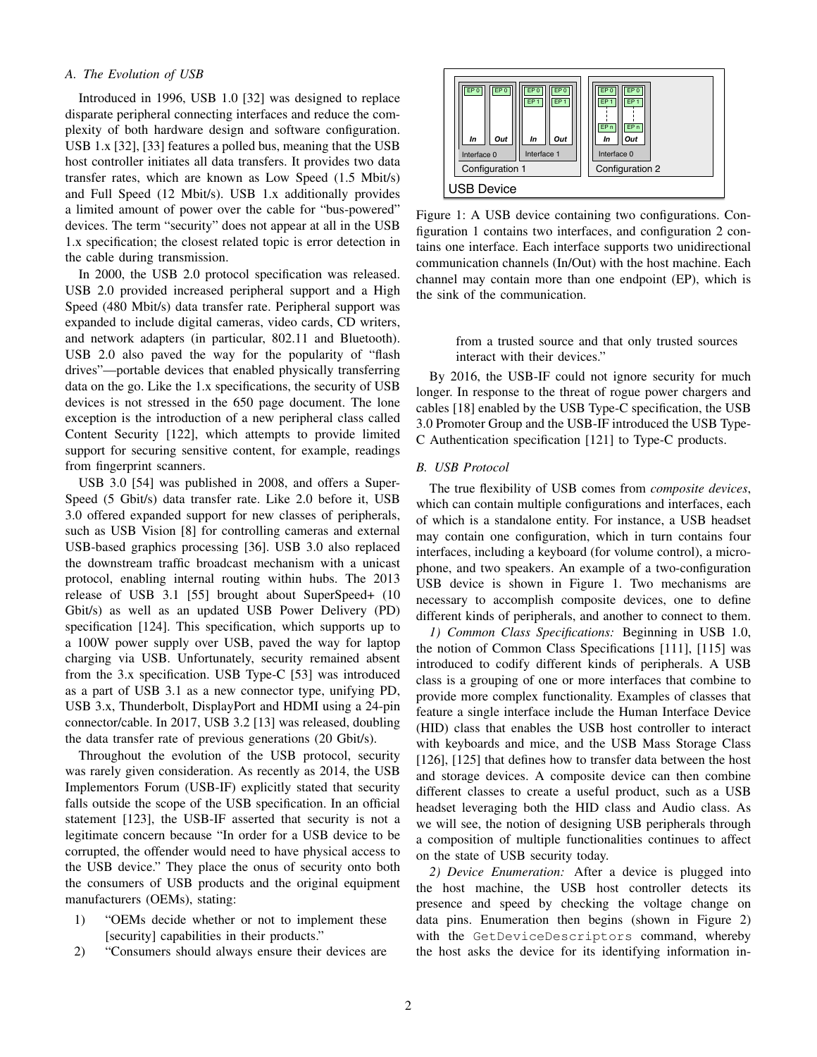### A. The Evolution of USB

Introduced in 1996, USB 1.0 [32] was designed to replace disparate peripheral connecting interfaces and reduce the complexity of both hardware design and software configuration. USB 1.x [32], [33] features a polled bus, meaning that the USB host controller initiates all data transfers. It provides two data transfer rates, which are known as Low Speed (1.5 Mbit/s) and Full Speed (12 Mbit/s). USB 1.x additionally provides a limited amount of power over the cable for "bus-powered" devices. The term "security" does not appear at all in the USB 1.x specification; the closest related topic is error detection in the cable during transmission.

In 2000, the USB 2.0 protocol specification was released. USB 2.0 provided increased peripheral support and a High Speed (480 Mbit/s) data transfer rate. Peripheral support was expanded to include digital cameras, video cards, CD writers, and network adapters (in particular, 802.11 and Bluetooth). USB 2.0 also paved the way for the popularity of "flash drives"—portable devices that enabled physically transferring data on the go. Like the 1.x specifications, the security of USB devices is not stressed in the 650 page document. The lone exception is the introduction of a new peripheral class called Content Security [122], which attempts to provide limited support for securing sensitive content, for example, readings from fingerprint scanners.

USB 3.0 [54] was published in 2008, and offers a SuperSpeed (5 Gbit/s) data transfer rate. Like 2.0 before it, USB 3.0 offered expanded support for new classes of peripherals, such as USB Vision [8] for controlling cameras and external USB-based graphics processing [36]. USB 3.0 also replaced the downstream traffic broadcast mechanism with a unicast protocol, enabling internal routing within hubs. The 2013 release of USB 3.1 [55] brought about SuperSpeed+ (10 Gbit/s) as well as an updated USB Power Delivery (PD) specification [124]. This specification, which supports up to a 100W power supply over USB, paved the way for laptop charging via USB. Unfortunately, security remained absent from the 3.x specification. USB Type-C [53] was introduced as a part of USB 3.1 as a new connector type, unifying PD, USB 3.x, Thunderbolt, DisplayPort and HDMI using a 24-pin connector/cable. In 2017, USB 3.2 [13] was released, doubling the data transfer rate of previous generations (20 Gbit/s).

Throughout the evolution of the USB protocol, security was rarely given consideration. As recently as 2014, the USB Implementors Forum (USB-IF) explicitly stated that security falls outside the scope of the USB specification. In an official statement [123], the USB-IF asserted that security is not a legitimate concern because "In order for a USB device to be corrupted, the offender would need to have physical access to the USB device." They place the onus of security onto both the consumers of USB products and the original equipment manufacturers (OEMs), stating:

1) "OEMs decide whether or not to implement these [security] capabilities in their products."
2) "Consumers should always ensure their devices are from a trusted source and that only trusted sources interact with their devices."

Figure 1: A USB device containing two configurations. Configuration 1 contains two interfaces, and configuration 2 contains one interface. Each interface supports two unidirectional communication channels (In/Out) with the host machine. Each channel may contain more than one endpoint (EP), which is the sink of the communication.

By 2016, the USB-IF could not ignore security for much longer. In response to the threat of rogue power chargers and cables [18] enabled by the USB Type-C specification, the USB 3.0 Promoter Group and the USB-IF introduced the USB Type-C Authentication specification [121] to Type-C products.

### B. USB Protocol

The true flexibility of USB comes from *composite devices*, which can contain multiple configurations and interfaces, each of which is a standalone entity. For instance, a USB headset may contain one configuration, which in turn contains four interfaces, including a keyboard (for volume control), a microphone, and two speakers. An example of a two-configuration USB device is shown in Figure 1. Two mechanisms are necessary to accomplish composite devices, one to define different kinds of peripherals, and another to connect to them.

*1) Common Class Specifications:* Beginning in USB 1.0, the notion of Common Class Specifications [111], [115] was introduced to codify different kinds of peripherals. A USB class is a grouping of one or more interfaces that combine to provide more complex functionality. Examples of classes that feature a single interface include the Human Interface Device (HID) class that enables the USB host controller to interact with keyboards and mice, and the USB Mass Storage Class [126], [125] that defines how to transfer data between the host and storage devices. A composite device can then combine different classes to create a useful product, such as a USB headset leveraging both the HID class and Audio class. As we will see, the notion of designing USB peripherals through a composition of multiple functionalities continues to affect on the state of USB security today.

*2) Device Enumeration:* After a device is plugged into the host machine, the USB host controller detects its presence and speed by checking the voltage change on data pins. Enumeration then begins (shown in Figure 2) with the `GetDeviceDescriptors` command, whereby the host asks the device for its identifying information in-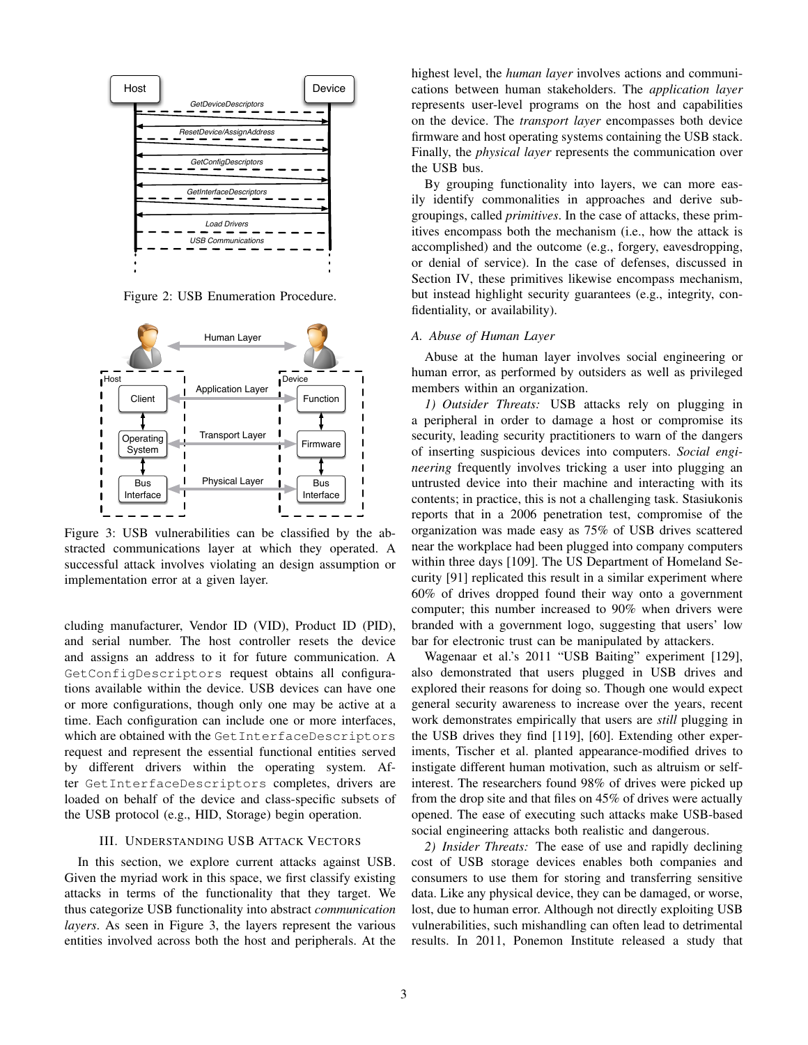Host

Device

GetDeviceDescriptors

ResetDevice/AssignAddress

GetConfigDescriptors

GetInterfaceDescriptors

Load Drivers

USB Communications

Figure 2: USB Enumeration Procedure.

Human Layer

Host

Device

Client

Application Layer

Function

Operating System

Transport Layer

Firmware

Bus Interface

Physical Layer

Bus Interface

Figure 3: USB vulnerabilities can be classified by the abstracted communications layer at which they operated. A successful attack involves violating an design assumption or implementation error at a given layer.

cluding manufacturer, Vendor ID (VID), Product ID (PID), and serial number. The host controller resets the device and assigns an address to it for future communication. A `GetConfigDescriptors` request obtains all configurations available within the device. USB devices can have one or more configurations, though only one may be active at a time. Each configuration can include one or more interfaces, which are obtained with the `GetInterfaceDescriptors` request and represent the essential functional entities served by different drivers within the operating system. After `GetInterfaceDescriptors` completes, drivers are loaded on behalf of the device and class-specific subsets of the USB protocol (e.g., HID, Storage) begin operation.

## III. Understanding USB Attack Vectors

In this section, we explore current attacks against USB. Given the myriad work in this space, we first classify existing attacks in terms of the functionality that they target. We thus categorize USB functionality into abstract *communication layers*. As seen in Figure 3, the layers represent the various entities involved across both the host and peripherals. At the highest level, the *human layer* involves actions and communications between human stakeholders. The *application layer* represents user-level programs on the host and capabilities on the device. The *transport layer* encompasses both device firmware and host operating systems containing the USB stack. Finally, the *physical layer* represents the communication over the USB bus.

By grouping functionality into layers, we can more easily identify commonalities in approaches and derive subgroupings, called *primitives*. In the case of attacks, these primitives encompass both the mechanism (i.e., how the attack is accomplished) and the outcome (e.g., forgery, eavesdropping, or denial of service). In the case of defenses, discussed in Section IV, these primitives likewise encompass mechanism, but instead highlight security guarantees (e.g., integrity, confidentiality, or availability).

### A. Abuse of Human Layer

Abuse at the human layer involves social engineering or human error, as performed by outsiders as well as privileged members within an organization.

*1) Outsider Threats:* USB attacks rely on plugging in a peripheral in order to damage a host or compromise its security, leading security practitioners to warn of the dangers of inserting suspicious devices into computers. *Social engineering* frequently involves tricking a user into plugging an untrusted device into their machine and interacting with its contents; in practice, this is not a challenging task. Stasiukonis reports that in a 2006 penetration test, compromise of the organization was made easy as 75% of USB drives scattered near the workplace had been plugged into company computers within three days [109]. The US Department of Homeland Security [91] replicated this result in a similar experiment where 60% of drives dropped found their way onto a government computer; this number increased to 90% when drivers were branded with a government logo, suggesting that users' low bar for electronic trust can be manipulated by attackers.

Wagenaar et al.'s 2011 "USB Baiting" experiment [129], also demonstrated that users plugged in USB drives and explored their reasons for doing so. Though one would expect general security awareness to increase over the years, recent work demonstrates empirically that users are *still* plugging in the USB drives they find [119], [60]. Extending other experiments, Tischer et al. planted appearance-modified drives to instigate different human motivation, such as altruism or self-interest. The researchers found 98% of drives were picked up from the drop site and that files on 45% of drives were actually opened. The ease of executing such attacks make USB-based social engineering attacks both realistic and dangerous.

*2) Insider Threats:* The ease of use and rapidly declining cost of USB storage devices enables both companies and consumers to use them for storing and transferring sensitive data. Like any physical device, they can be damaged, or worse, lost, due to human error. Although not directly exploiting USB vulnerabilities, such mishandling can often lead to detrimental results. In 2011, Ponemon Institute released a study that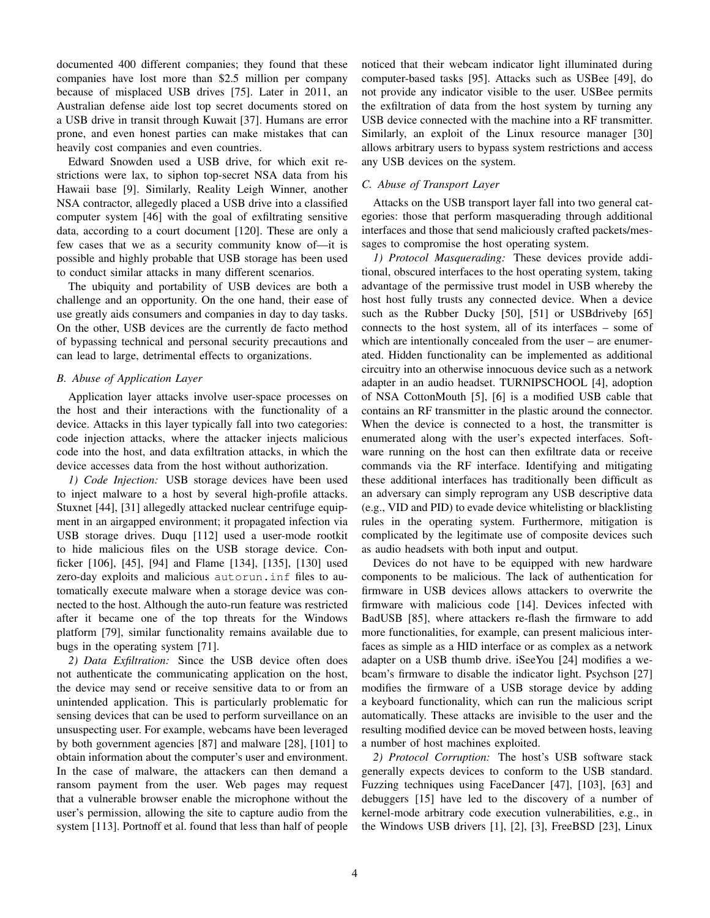documented 400 different companies; they found that these companies have lost more than $2.5 million per company because of misplaced USB drives [75]. Later in 2011, an Australian defense aide lost top secret documents stored on a USB drive in transit through Kuwait [37]. Humans are error prone, and even honest parties can make mistakes that can heavily cost companies and even countries.

Edward Snowden used a USB drive, for which exit restrictions were lax, to siphon top-secret NSA data from his Hawaii base [9]. Similarly, Reality Leigh Winner, another NSA contractor, allegedly placed a USB drive into a classified computer system [46] with the goal of exfiltrating sensitive data, according to a court document [120]. These are only a few cases that we as a security community know of—it is possible and highly probable that USB storage has been used to conduct similar attacks in many different scenarios.

The ubiquity and portability of USB devices are both a challenge and an opportunity. On the one hand, their ease of use greatly aids consumers and companies in day to day tasks. On the other, USB devices are the currently de facto method of bypassing technical and personal security precautions and can lead to large, detrimental effects to organizations.

### *B. Abuse of Application Layer*

Application layer attacks involve user-space processes on the host and their interactions with the functionality of a device. Attacks in this layer typically fall into two categories: code injection attacks, where the attacker injects malicious code into the host, and data exfiltration attacks, in which the device accesses data from the host without authorization.

*1) Code Injection:* USB storage devices have been used to inject malware to a host by several high-profile attacks. Stuxnet [44], [31] allegedly attacked nuclear centrifuge equipment in an airgapped environment; it propagated infection via USB storage drives. Duqu [112] used a user-mode rootkit to hide malicious files on the USB storage device. Conficker [106], [45], [94] and Flame [134], [135], [130] used zero-day exploits and malicious `autorun.inf` files to automatically execute malware when a storage device was connected to the host. Although the auto-run feature was restricted after it became one of the top threats for the Windows platform [79], similar functionality remains available due to bugs in the operating system [71].

*2) Data Exfiltration:* Since the USB device often does not authenticate the communicating application on the host, the device may send or receive sensitive data to or from an unintended application. This is particularly problematic for sensing devices that can be used to perform surveillance on an unsuspecting user. For example, webcams have been leveraged by both government agencies [87] and malware [28], [101] to obtain information about the computer's user and environment. In the case of malware, the attackers can then demand a ransom payment from the user. Web pages may request that a vulnerable browser enable the microphone without the user's permission, allowing the site to capture audio from the system [113]. Portnoff et al. found that less than half of people noticed that their webcam indicator light illuminated during computer-based tasks [95]. Attacks such as USBee [49], do not provide any indicator visible to the user. USBee permits the exfiltration of data from the host system by turning any USB device connected with the machine into a RF transmitter. Similarly, an exploit of the Linux resource manager [30] allows arbitrary users to bypass system restrictions and access any USB devices on the system.

### *C. Abuse of Transport Layer*

Attacks on the USB transport layer fall into two general categories: those that perform masquerading through additional interfaces and those that send maliciously crafted packets/messages to compromise the host operating system.

*1) Protocol Masquerading:* These devices provide additional, obscured interfaces to the host operating system, taking advantage of the permissive trust model in USB whereby the host host fully trusts any connected device. When a device such as the Rubber Ducky [50], [51] or USBdriveby [65] connects to the host system, all of its interfaces – some of which are intentionally concealed from the user – are enumerated. Hidden functionality can be implemented as additional circuitry into an otherwise innocuous device such as a network adapter in an audio headset. TURNIPSCHOOL [4], adoption of NSA CottonMouth [5], [6] is a modified USB cable that contains an RF transmitter in the plastic around the connector. When the device is connected to a host, the transmitter is enumerated along with the user's expected interfaces. Software running on the host can then exfiltrate data or receive commands via the RF interface. Identifying and mitigating these additional interfaces has traditionally been difficult as an adversary can simply reprogram any USB descriptive data (e.g., VID and PID) to evade device whitelisting or blacklisting rules in the operating system. Furthermore, mitigation is complicated by the legitimate use of composite devices such as audio headsets with both input and output.

Devices do not have to be equipped with new hardware components to be malicious. The lack of authentication for firmware in USB devices allows attackers to overwrite the firmware with malicious code [14]. Devices infected with BadUSB [85], where attackers re-flash the firmware to add more functionalities, for example, can present malicious interfaces as simple as a HID interface or as complex as a network adapter on a USB thumb drive. iSeeYou [24] modifies a webcam's firmware to disable the indicator light. Psychson [27] modifies the firmware of a USB storage device by adding a keyboard functionality, which can run the malicious script automatically. These attacks are invisible to the user and the resulting modified device can be moved between hosts, leaving a number of host machines exploited.

*2) Protocol Corruption:* The host's USB software stack generally expects devices to conform to the USB standard. Fuzzing techniques using FaceDancer [47], [103], [63] and debuggers [15] have led to the discovery of a number of kernel-mode arbitrary code execution vulnerabilities, e.g., in the Windows USB drivers [1], [2], [3], FreeBSD [23], Linux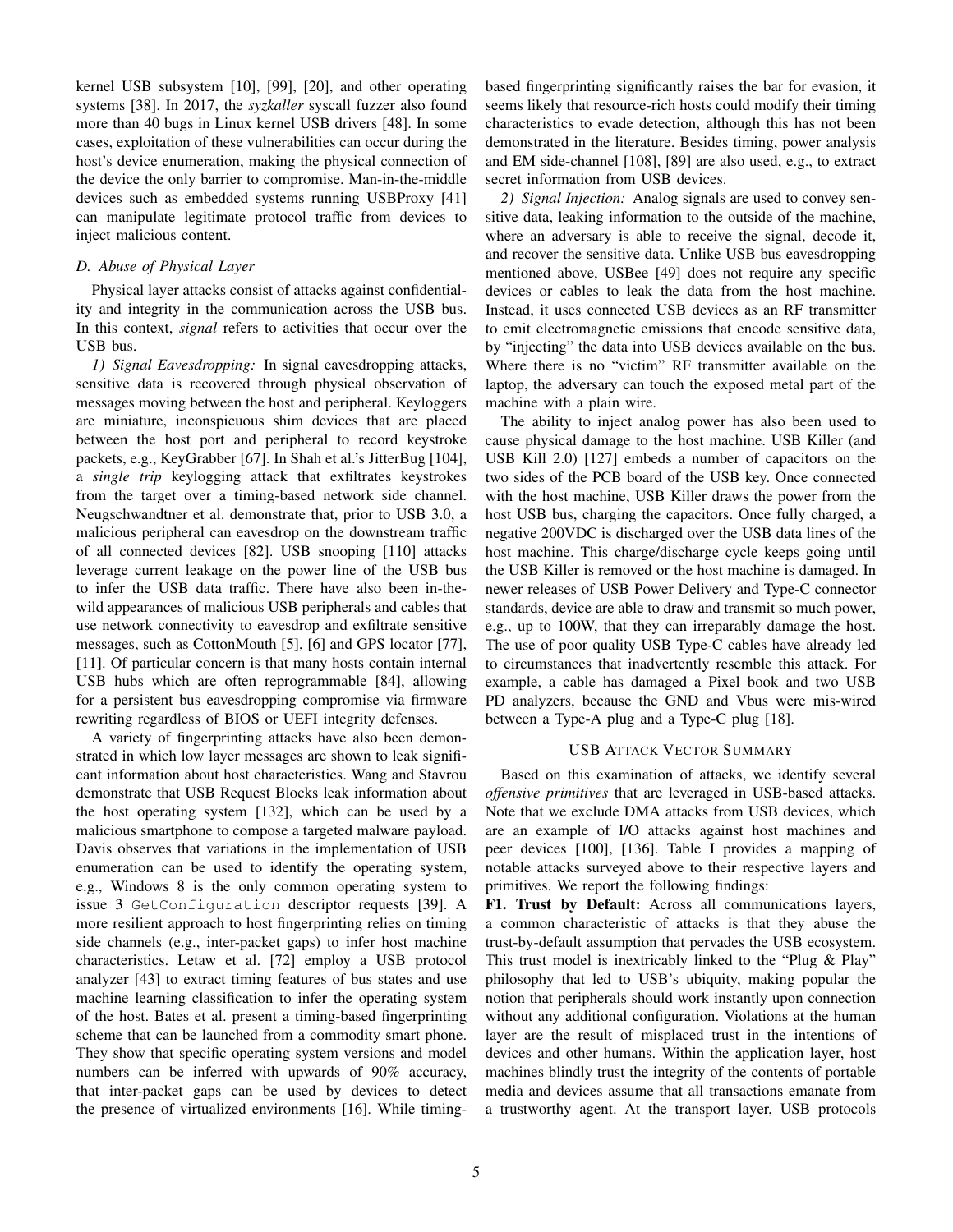kernel USB subsystem [10], [99], [20], and other operating systems [38]. In 2017, the *syzkaller* syscall fuzzer also found more than 40 bugs in Linux kernel USB drivers [48]. In some cases, exploitation of these vulnerabilities can occur during the host's device enumeration, making the physical connection of the device the only barrier to compromise. Man-in-the-middle devices such as embedded systems running USBProxy [41] can manipulate legitimate protocol traffic from devices to inject malicious content.

### D. Abuse of Physical Layer

Physical layer attacks consist of attacks against confidentiality and integrity in the communication across the USB bus. In this context, *signal* refers to activities that occur over the USB bus.

*1) Signal Eavesdropping:* In signal eavesdropping attacks, sensitive data is recovered through physical observation of messages moving between the host and peripheral. Keyloggers are miniature, inconspicuous shim devices that are placed between the host port and peripheral to record keystroke packets, e.g., KeyGrabber [67]. In Shah et al.'s JitterBug [104], a *single trip* keylogging attack that exfiltrates keystrokes from the target over a timing-based network side channel. Neugschwandtner et al. demonstrate that, prior to USB 3.0, a malicious peripheral can eavesdrop on the downstream traffic of all connected devices [82]. USB snooping [110] attacks leverage current leakage on the power line of the USB bus to infer the USB data traffic. There have also been in-the-wild appearances of malicious USB peripherals and cables that use network connectivity to eavesdrop and exfiltrate sensitive messages, such as CottonMouth [5], [6] and GPS locator [77], [11]. Of particular concern is that many hosts contain internal USB hubs which are often reprogrammable [84], allowing for a persistent bus eavesdropping compromise via firmware rewriting regardless of BIOS or UEFI integrity defenses.

A variety of fingerprinting attacks have also been demonstrated in which low layer messages are shown to leak significant information about host characteristics. Wang and Stavrou demonstrate that USB Request Blocks leak information about the host operating system [132], which can be used by a malicious smartphone to compose a targeted malware payload. Davis observes that variations in the implementation of USB enumeration can be used to identify the operating system, e.g., Windows 8 is the only common operating system to issue 3 `GetConfiguration` descriptor requests [39]. A more resilient approach to host fingerprinting relies on timing side channels (e.g., inter-packet gaps) to infer host machine characteristics. Letaw et al. [72] employ a USB protocol analyzer [43] to extract timing features of bus states and use machine learning classification to infer the operating system of the host. Bates et al. present a timing-based fingerprinting scheme that can be launched from a commodity smart phone. They show that specific operating system versions and model numbers can be inferred with upwards of 90% accuracy, that inter-packet gaps can be used by devices to detect the presence of virtualized environments [16]. While timing-based fingerprinting significantly raises the bar for evasion, it seems likely that resource-rich hosts could modify their timing characteristics to evade detection, although this has not been demonstrated in the literature. Besides timing, power analysis and EM side-channel [108], [89] are also used, e.g., to extract secret information from USB devices.

*2) Signal Injection:* Analog signals are used to convey sensitive data, leaking information to the outside of the machine, where an adversary is able to receive the signal, decode it, and recover the sensitive data. Unlike USB bus eavesdropping mentioned above, USBee [49] does not require any specific devices or cables to leak the data from the host machine. Instead, it uses connected USB devices as an RF transmitter to emit electromagnetic emissions that encode sensitive data, by "injecting" the data into USB devices available on the bus. Where there is no "victim" RF transmitter available on the laptop, the adversary can touch the exposed metal part of the machine with a plain wire.

The ability to inject analog power has also been used to cause physical damage to the host machine. USB Killer (and USB Kill 2.0) [127] embeds a number of capacitors on the two sides of the PCB board of the USB key. Once connected with the host machine, USB Killer draws the power from the host USB bus, charging the capacitors. Once fully charged, a negative 200VDC is discharged over the USB data lines of the host machine. This charge/discharge cycle keeps going until the USB Killer is removed or the host machine is damaged. In newer releases of USB Power Delivery and Type-C connector standards, device are able to draw and transmit so much power, e.g., up to 100W, that they can irreparably damage the host. The use of poor quality USB Type-C cables have already led to circumstances that inadvertently resemble this attack. For example, a cable has damaged a Pixel book and two USB PD analyzers, because the GND and Vbus were mis-wired between a Type-A plug and a Type-C plug [18].

### USB Attack Vector Summary

Based on this examination of attacks, we identify several *offensive primitives* that are leveraged in USB-based attacks. Note that we exclude DMA attacks from USB devices, which are an example of I/O attacks against host machines and peer devices [100], [136]. Table I provides a mapping of notable attacks surveyed above to their respective layers and primitives. We report the following findings:

**F1. Trust by Default:** Across all communications layers, a common characteristic of attacks is that they abuse the trust-by-default assumption that pervades the USB ecosystem. This trust model is inextricably linked to the "Plug & Play" philosophy that led to USB's ubiquity, making popular the notion that peripherals should work instantly upon connection without any additional configuration. Violations at the human layer are the result of misplaced trust in the intentions of devices and other humans. Within the application layer, host machines blindly trust the integrity of the contents of portable media and devices assume that all transactions emanate from a trustworthy agent. At the transport layer, USB protocols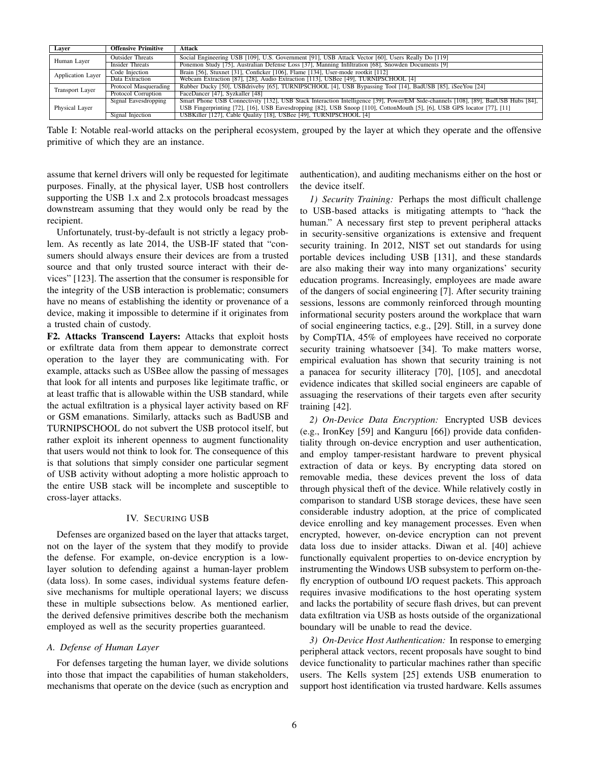| Layer | Offensive Primitive | Attack |
|---|---|---|
| Human Layer | Outsider Threats | Social Engineering USB [109], U.S. Government [91], USB Attack Vector [60], Users Really Do [119] |
| | Insider Threats | Ponemon Study [75], Australian Defense Loss [37], Manning Infiltration [68], Snowden Documents [9] |
| Application Layer | Code Injection | Brain [56], Stuxnet [31], Conficker [106], Flame [134], User-mode rootkit [112] |
| | Data Extraction | Webcam Extraction [87], [28], Audio Extraction [113], USBee [49], TURNIPSCHOOL [4] |
| Transport Layer | Protocol Masquerading | Rubber Ducky [50], USBdriveby [65], TURNIPSCHOOL [4], USB Bypassing Tool [14], BadUSB [85], iSeeYou [24] |
| | Protocol Corruption | FaceDancer [47], Syzkaller [48] |
| Physical Layer | Signal Eavesdropping | Smart Phone USB Connectivity [132], USB Stack Interaction Intelligence [39], Power/EM Side-channels [108], [89], BadUSB Hubs [84], USB Fingerprinting [72], [16], USB Eavesdropping [82], USB Snoop [110], CottonMouth [5], [6], USB GPS locator [77], [11] |
| | Signal Injection | USBKiller [127], Cable Quality [18], USBee [49], TURNIPSCHOOL [4] |

Table I: Notable real-world attacks on the peripheral ecosystem, grouped by the layer at which they operate and the offensive primitive of which they are an instance.

assume that kernel drivers will only be requested for legitimate purposes. Finally, at the physical layer, USB host controllers supporting the USB 1.x and 2.x protocols broadcast messages downstream assuming that they would only be read by the recipient.

Unfortunately, trust-by-default is not strictly a legacy problem. As recently as late 2014, the USB-IF stated that "consumers should always ensure their devices are from a trusted source and that only trusted source interact with their devices" [123]. The assertion that the consumer is responsible for the integrity of the USB interaction is problematic; consumers have no means of establishing the identity or provenance of a device, making it impossible to determine if it originates from a trusted chain of custody.

**F2. Attacks Transcend Layers:** Attacks that exploit hosts or exfiltrate data from them appear to demonstrate correct operation to the layer they are communicating with. For example, attacks such as USBee allow the passing of messages that look for all intents and purposes like legitimate traffic, or at least traffic that is allowable within the USB standard, while the actual exfiltration is a physical layer activity based on RF or GSM emanations. Similarly, attacks such as BadUSB and TURNIPSCHOOL do not subvert the USB protocol itself, but rather exploit its inherent openness to augment functionality that users would not think to look for. The consequence of this is that solutions that simply consider one particular segment of USB activity without adopting a more holistic approach to the entire USB stack will be incomplete and susceptible to cross-layer attacks.

## IV. Securing USB

Defenses are organized based on the layer that attacks target, not on the layer of the system that they modify to provide the defense. For example, on-device encryption is a low-layer solution to defending against a human-layer problem (data loss). In some cases, individual systems feature defensive mechanisms for multiple operational layers; we discuss these in multiple subsections below. As mentioned earlier, the derived defensive primitives describe both the mechanism employed as well as the security properties guaranteed.

### A. Defense of Human Layer

For defenses targeting the human layer, we divide solutions into those that impact the capabilities of human stakeholders, mechanisms that operate on the device (such as encryption and authentication), and auditing mechanisms either on the host or the device itself.

*1) Security Training:* Perhaps the most difficult challenge to USB-based attacks is mitigating attempts to "hack the human." A necessary first step to prevent peripheral attacks in security-sensitive organizations is extensive and frequent security training. In 2012, NIST set out standards for using portable devices including USB [131], and these standards are also making their way into many organizations' security education programs. Increasingly, employees are made aware of the dangers of social engineering [7]. After security training sessions, lessons are commonly reinforced through mounting informational security posters around the workplace that warn of social engineering tactics, e.g., [29]. Still, in a survey done by CompTIA, 45% of employees have received no corporate security training whatsoever [34]. To make matters worse, empirical evaluation has shown that security training is not a panacea for security illiteracy [70], [105], and anecdotal evidence indicates that skilled social engineers are capable of assuaging the reservations of their targets even after security training [42].

*2) On-Device Data Encryption:* Encrypted USB devices (e.g., IronKey [59] and Kanguru [66]) provide data confidentiality through on-device encryption and user authentication, and employ tamper-resistant hardware to prevent physical extraction of data or keys. By encrypting data stored on removable media, these devices prevent the loss of data through physical theft of the device. While relatively costly in comparison to standard USB storage devices, these have seen considerable industry adoption, at the price of complicated device enrolling and key management processes. Even when encrypted, however, on-device encryption can not prevent data loss due to insider attacks. Diwan et al. [40] achieve functionally equivalent properties to on-device encryption by instrumenting the Windows USB subsystem to perform on-the-fly encryption of outbound I/O request packets. This approach requires invasive modifications to the host operating system and lacks the portability of secure flash drives, but can prevent data exfiltration via USB as hosts outside of the organizational boundary will be unable to read the device.

*3) On-Device Host Authentication:* In response to emerging peripheral attack vectors, recent proposals have sought to bind device functionality to particular machines rather than specific users. The Kells system [25] extends USB enumeration to support host identification via trusted hardware. Kells assumes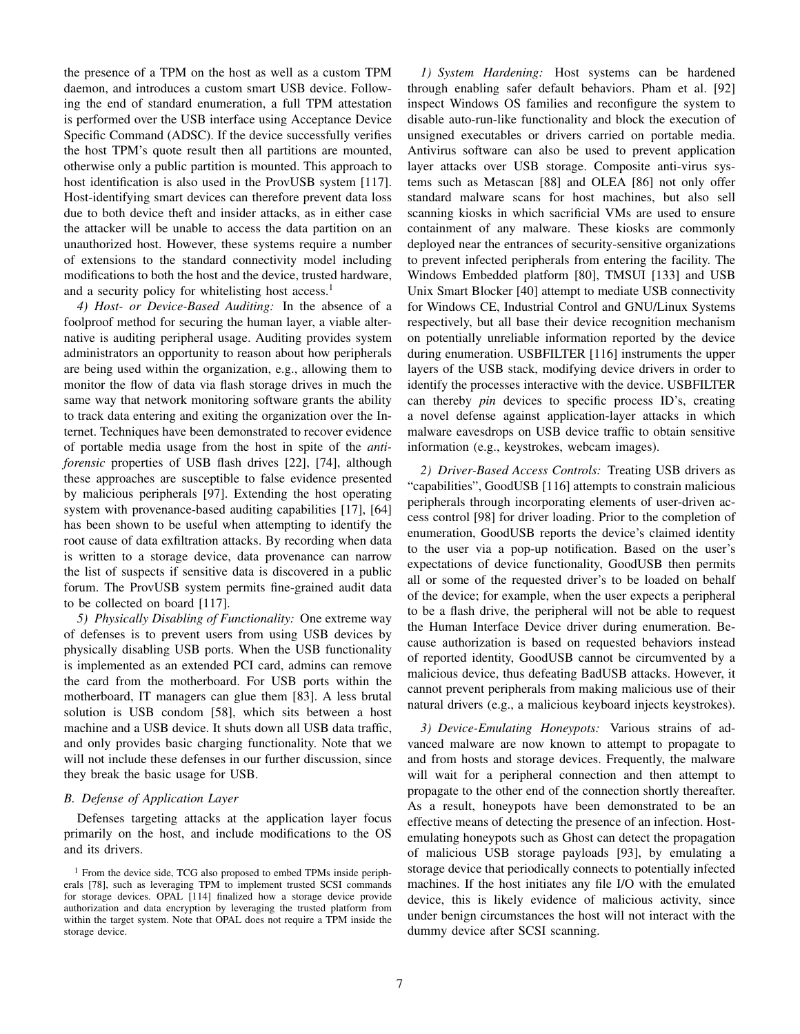the presence of a TPM on the host as well as a custom TPM daemon, and introduces a custom smart USB device. Following the end of standard enumeration, a full TPM attestation is performed over the USB interface using Acceptance Device Specific Command (ADSC). If the device successfully verifies the host TPM's quote result then all partitions are mounted, otherwise only a public partition is mounted. This approach to host identification is also used in the ProvUSB system [117]. Host-identifying smart devices can therefore prevent data loss due to both device theft and insider attacks, as in either case the attacker will be unable to access the data partition on an unauthorized host. However, these systems require a number of extensions to the standard connectivity model including modifications to both the host and the device, trusted hardware, and a security policy for whitelisting host access.[1]

*4) Host- or Device-Based Auditing:* In the absence of a foolproof method for securing the human layer, a viable alternative is auditing peripheral usage. Auditing provides system administrators an opportunity to reason about how peripherals are being used within the organization, e.g., allowing them to monitor the flow of data via flash storage drives in much the same way that network monitoring software grants the ability to track data entering and exiting the organization over the Internet. Techniques have been demonstrated to recover evidence of portable media usage from the host in spite of the *anti-forensic* properties of USB flash drives [22], [74], although these approaches are susceptible to false evidence presented by malicious peripherals [97]. Extending the host operating system with provenance-based auditing capabilities [17], [64] has been shown to be useful when attempting to identify the root cause of data exfiltration attacks. By recording when data is written to a storage device, data provenance can narrow the list of suspects if sensitive data is discovered in a public forum. The ProvUSB system permits fine-grained audit data to be collected on board [117].

*5) Physically Disabling of Functionality:* One extreme way of defenses is to prevent users from using USB devices by physically disabling USB ports. When the USB functionality is implemented as an extended PCI card, admins can remove the card from the motherboard. For USB ports within the motherboard, IT managers can glue them [83]. A less brutal solution is USB condom [58], which sits between a host machine and a USB device. It shuts down all USB data traffic, and only provides basic charging functionality. Note that we will not include these defenses in our further discussion, since they break the basic usage for USB.

### B. Defense of Application Layer

Defenses targeting attacks at the application layer focus primarily on the host, and include modifications to the OS and its drivers.

*1) System Hardening:* Host systems can be hardened through enabling safer default behaviors. Pham et al. [92] inspect Windows OS families and reconfigure the system to disable auto-run-like functionality and block the execution of unsigned executables or drivers carried on portable media. Antivirus software can also be used to prevent application layer attacks over USB storage. Composite anti-virus systems such as Metascan [88] and OLEA [86] not only offer standard malware scans for host machines, but also sell scanning kiosks in which sacrificial VMs are used to ensure containment of any malware. These kiosks are commonly deployed near the entrances of security-sensitive organizations to prevent infected peripherals from entering the facility. The Windows Embedded platform [80], TMSUI [133] and USB Unix Smart Blocker [40] attempt to mediate USB connectivity for Windows CE, Industrial Control and GNU/Linux Systems respectively, but all base their device recognition mechanism on potentially unreliable information reported by the device during enumeration. USBFILTER [116] instruments the upper layers of the USB stack, modifying device drivers in order to identify the processes interactive with the device. USBFILTER can thereby *pin* devices to specific process ID's, creating a novel defense against application-layer attacks in which malware eavesdrops on USB device traffic to obtain sensitive information (e.g., keystrokes, webcam images).

*2) Driver-Based Access Controls:* Treating USB drivers as "capabilities", GoodUSB [116] attempts to constrain malicious peripherals through incorporating elements of user-driven access control [98] for driver loading. Prior to the completion of enumeration, GoodUSB reports the device's claimed identity to the user via a pop-up notification. Based on the user's expectations of device functionality, GoodUSB then permits all or some of the requested driver's to be loaded on behalf of the device; for example, when the user expects a peripheral to be a flash drive, the peripheral will not be able to request the Human Interface Device driver during enumeration. Because authorization is based on requested behaviors instead of reported identity, GoodUSB cannot be circumvented by a malicious device, thus defeating BadUSB attacks. However, it cannot prevent peripherals from making malicious use of their natural drivers (e.g., a malicious keyboard injects keystrokes).

*3) Device-Emulating Honeypots:* Various strains of advanced malware are now known to attempt to propagate to and from hosts and storage devices. Frequently, the malware will wait for a peripheral connection and then attempt to propagate to the other end of the connection shortly thereafter. As a result, honeypots have been demonstrated to be an effective means of detecting the presence of an infection. Host-emulating honeypots such as Ghost can detect the propagation of malicious USB storage payloads [93], by emulating a storage device that periodically connects to potentially infected machines. If the host initiates any file I/O with the emulated device, this is likely evidence of malicious activity, since under benign circumstances the host will not interact with the dummy device after SCSI scanning.

[1] From the device side, TCG also proposed to embed TPMs inside peripherals [78], such as leveraging TPM to implement trusted SCSI commands for storage devices. OPAL [114] finalized how a storage device provide authorization and data encryption by leveraging the trusted platform from within the target system. Note that OPAL does not require a TPM inside the storage device.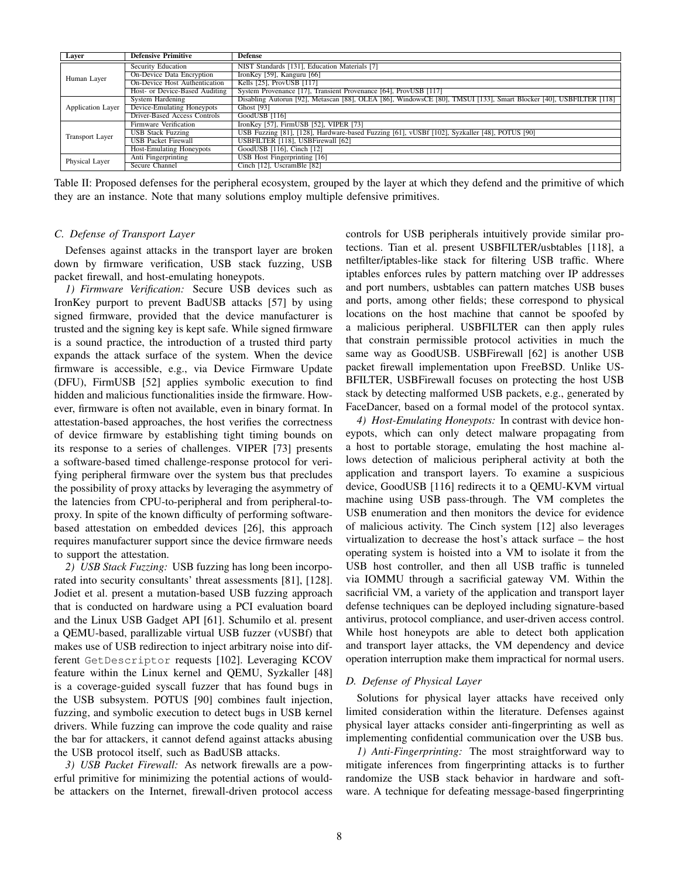| Layer | Defensive Primitive | Defense |
|---|---|---|
| Human Layer | Security Education | NIST Standards [131], Education Materials [7] |
| | On-Device Data Encryption | IronKey [59], Kanguru [66] |
| | On-Device Host Authentication | Kells [25], ProvUSB [117] |
| | Host- or Device-Based Auditing | System Provenance [17], Transient Provenance [64], ProvUSB [117] |
| Application Layer | System Hardening | Disabling Autorun [92], Metascan [88], OLEA [86], WindowsCE [80], TMSUI [133], Smart Blocker [40], USBFILTER [118] |
| | Device-Emulating Honeypots | Ghost [93] |
| | Driver-Based Access Controls | GoodUSB [116] |
| Transport Layer | Firmware Verification | IronKey [57], FirmUSB [52], VIPER [73] |
| | USB Stack Fuzzing | USB Fuzzing [81], [128], Hardware-based Fuzzing [61], vUSBf [102], Syzkaller [48], POTUS [90] |
| | USB Packet Firewall | USBFILTER [118], USBFirewall [62] |
| | Host-Emulating Honeypots | GoodUSB [116], Cinch [12] |
| Physical Layer | Anti Fingerprinting | USB Host Fingerprinting [16] |
| | Secure Channel | Cinch [12], UscramBle [82] |

Table II: Proposed defenses for the peripheral ecosystem, grouped by the layer at which they defend and the primitive of which they are an instance. Note that many solutions employ multiple defensive primitives.

### C. Defense of Transport Layer

Defenses against attacks in the transport layer are broken down by firmware verification, USB stack fuzzing, USB packet firewall, and host-emulating honeypots.

*1) Firmware Verification:* Secure USB devices such as IronKey purport to prevent BadUSB attacks [57] by using signed firmware, provided that the device manufacturer is trusted and the signing key is kept safe. While signed firmware is a sound practice, the introduction of a trusted third party expands the attack surface of the system. When the device firmware is accessible, e.g., via Device Firmware Update (DFU), FirmUSB [52] applies symbolic execution to find hidden and malicious functionalities inside the firmware. However, firmware is often not available, even in binary format. In attestation-based approaches, the host verifies the correctness of device firmware by establishing tight timing bounds on its response to a series of challenges. VIPER [73] presents a software-based timed challenge-response protocol for verifying peripheral firmware over the system bus that precludes the possibility of proxy attacks by leveraging the asymmetry of the latencies from CPU-to-peripheral and from peripheral-to-proxy. In spite of the known difficulty of performing software-based attestation on embedded devices [26], this approach requires manufacturer support since the device firmware needs to support the attestation.

*2) USB Stack Fuzzing:* USB fuzzing has long been incorporated into security consultants' threat assessments [81], [128]. Jodiet et al. present a mutation-based USB fuzzing approach that is conducted on hardware using a PCI evaluation board and the Linux USB Gadget API [61]. Schumilo et al. present a QEMU-based, parallizable virtual USB fuzzer (vUSBf) that makes use of USB redirection to inject arbitrary noise into different `GetDescriptor` requests [102]. Leveraging KCOV feature within the Linux kernel and QEMU, Syzkaller [48] is a coverage-guided syscall fuzzer that has found bugs in the USB subsystem. POTUS [90] combines fault injection, fuzzing, and symbolic execution to detect bugs in USB kernel drivers. While fuzzing can improve the code quality and raise the bar for attackers, it cannot defend against attacks abusing the USB protocol itself, such as BadUSB attacks.

*3) USB Packet Firewall:* As network firewalls are a powerful primitive for minimizing the potential actions of would-be attackers on the Internet, firewall-driven protocol access controls for USB peripherals intuitively provide similar protections. Tian et al. present USBFILTER/usbtables [118], a netfilter/iptables-like stack for filtering USB traffic. Where iptables enforces rules by pattern matching over IP addresses and port numbers, usbtables can pattern matches USB buses and ports, among other fields; these correspond to physical locations on the host machine that cannot be spoofed by a malicious peripheral. USBFILTER can then apply rules that constrain permissible protocol activities in much the same way as GoodUSB. USBFirewall [62] is another USB packet firewall implementation upon FreeBSD. Unlike USBFILTER, USBFirewall focuses on protecting the host USB stack by detecting malformed USB packets, e.g., generated by FaceDancer, based on a formal model of the protocol syntax.

*4) Host-Emulating Honeypots:* In contrast with device honeypots, which can only detect malware propagating from a host to portable storage, emulating the host machine allows detection of malicious peripheral activity at both the application and transport layers. To examine a suspicious device, GoodUSB [116] redirects it to a QEMU-KVM virtual machine using USB pass-through. The VM completes the USB enumeration and then monitors the device for evidence of malicious activity. The Cinch system [12] also leverages virtualization to decrease the host's attack surface – the host operating system is hoisted into a VM to isolate it from the USB host controller, and then all USB traffic is tunneled via IOMMU through a sacrificial gateway VM. Within the sacrificial VM, a variety of the application and transport layer defense techniques can be deployed including signature-based antivirus, protocol compliance, and user-driven access control. While host honeypots are able to detect both application and transport layer attacks, the VM dependency and device operation interruption make them impractical for normal users.

### D. Defense of Physical Layer

Solutions for physical layer attacks have received only limited consideration within the literature. Defenses against physical layer attacks consider anti-fingerprinting as well as implementing confidential communication over the USB bus.

*1) Anti-Fingerprinting:* The most straightforward way to mitigate inferences from fingerprinting attacks is to further randomize the USB stack behavior in hardware and software. A technique for defeating message-based fingerprinting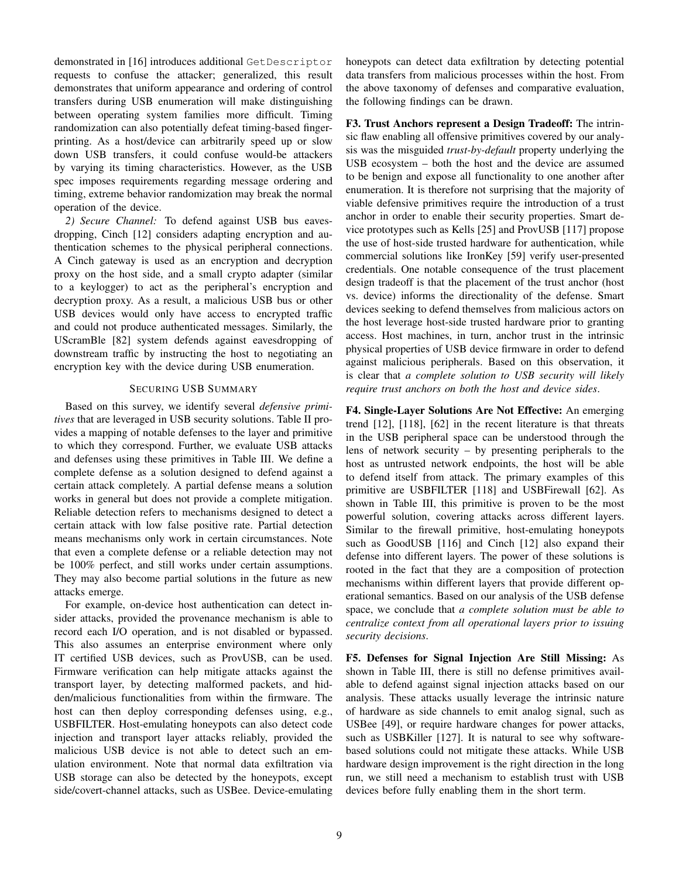demonstrated in [16] introduces additional GetDescriptor requests to confuse the attacker; generalized, this result demonstrates that uniform appearance and ordering of control transfers during USB enumeration will make distinguishing between operating system families more difficult. Timing randomization can also potentially defeat timing-based fingerprinting. As a host/device can arbitrarily speed up or slow down USB transfers, it could confuse would-be attackers by varying its timing characteristics. However, as the USB spec imposes requirements regarding message ordering and timing, extreme behavior randomization may break the normal operation of the device.

*2) Secure Channel:* To defend against USB bus eavesdropping, Cinch [12] considers adapting encryption and authentication schemes to the physical peripheral connections. A Cinch gateway is used as an encryption and decryption proxy on the host side, and a small crypto adapter (similar to a keylogger) to act as the peripheral's encryption and decryption proxy. As a result, a malicious USB bus or other USB devices would only have access to encrypted traffic and could not produce authenticated messages. Similarly, the UScramBle [82] system defends against eavesdropping of downstream traffic by instructing the host to negotiating an encryption key with the device during USB enumeration.

## SECURING USB SUMMARY

Based on this survey, we identify several *defensive primitives* that are leveraged in USB security solutions. Table II provides a mapping of notable defenses to the layer and primitive to which they correspond. Further, we evaluate USB attacks and defenses using these primitives in Table III. We define a complete defense as a solution designed to defend against a certain attack completely. A partial defense means a solution works in general but does not provide a complete mitigation. Reliable detection refers to mechanisms designed to detect a certain attack with low false positive rate. Partial detection means mechanisms only work in certain circumstances. Note that even a complete defense or a reliable detection may not be 100% perfect, and still works under certain assumptions. They may also become partial solutions in the future as new attacks emerge.

For example, on-device host authentication can detect insider attacks, provided the provenance mechanism is able to record each I/O operation, and is not disabled or bypassed. This also assumes an enterprise environment where only IT certified USB devices, such as ProvUSB, can be used. Firmware verification can help mitigate attacks against the transport layer, by detecting malformed packets, and hidden/malicious functionalities from within the firmware. The host can then deploy corresponding defenses using, e.g., USBFILTER. Host-emulating honeypots can also detect code injection and transport layer attacks reliably, provided the malicious USB device is not able to detect such an emulation environment. Note that normal data exfiltration via USB storage can also be detected by the honeypots, except side/covert-channel attacks, such as USBee. Device-emulating honeypots can detect data exfiltration by detecting potential data transfers from malicious processes within the host. From the above taxonomy of defenses and comparative evaluation, the following findings can be drawn.

**F3. Trust Anchors represent a Design Tradeoff:** The intrinsic flaw enabling all offensive primitives covered by our analysis was the misguided *trust-by-default* property underlying the USB ecosystem – both the host and the device are assumed to be benign and expose all functionality to one another after enumeration. It is therefore not surprising that the majority of viable defensive primitives require the introduction of a trust anchor in order to enable their security properties. Smart device prototypes such as Kells [25] and ProvUSB [117] propose the use of host-side trusted hardware for authentication, while commercial solutions like IronKey [59] verify user-presented credentials. One notable consequence of the trust placement design tradeoff is that the placement of the trust anchor (host vs. device) informs the directionality of the defense. Smart devices seeking to defend themselves from malicious actors on the host leverage host-side trusted hardware prior to granting access. Host machines, in turn, anchor trust in the intrinsic physical properties of USB device firmware in order to defend against malicious peripherals. Based on this observation, it is clear that *a complete solution to USB security will likely require trust anchors on both the host and device sides*.

**F4. Single-Layer Solutions Are Not Effective:** An emerging trend [12], [118], [62] in the recent literature is that threats in the USB peripheral space can be understood through the lens of network security – by presenting peripherals to the host as untrusted network endpoints, the host will be able to defend itself from attack. The primary examples of this primitive are USBFILTER [118] and USBFirewall [62]. As shown in Table III, this primitive is proven to be the most powerful solution, covering attacks across different layers. Similar to the firewall primitive, host-emulating honeypots such as GoodUSB [116] and Cinch [12] also expand their defense into different layers. The power of these solutions is rooted in the fact that they are a composition of protection mechanisms within different layers that provide different operational semantics. Based on our analysis of the USB defense space, we conclude that *a complete solution must be able to centralize context from all operational layers prior to issuing security decisions*.

**F5. Defenses for Signal Injection Are Still Missing:** As shown in Table III, there is still no defense primitives available to defend against signal injection attacks based on our analysis. These attacks usually leverage the intrinsic nature of hardware as side channels to emit analog signal, such as USBee [49], or require hardware changes for power attacks, such as USBKiller [127]. It is natural to see why software-based solutions could not mitigate these attacks. While USB hardware design improvement is the right direction in the long run, we still need a mechanism to establish trust with USB devices before fully enabling them in the short term.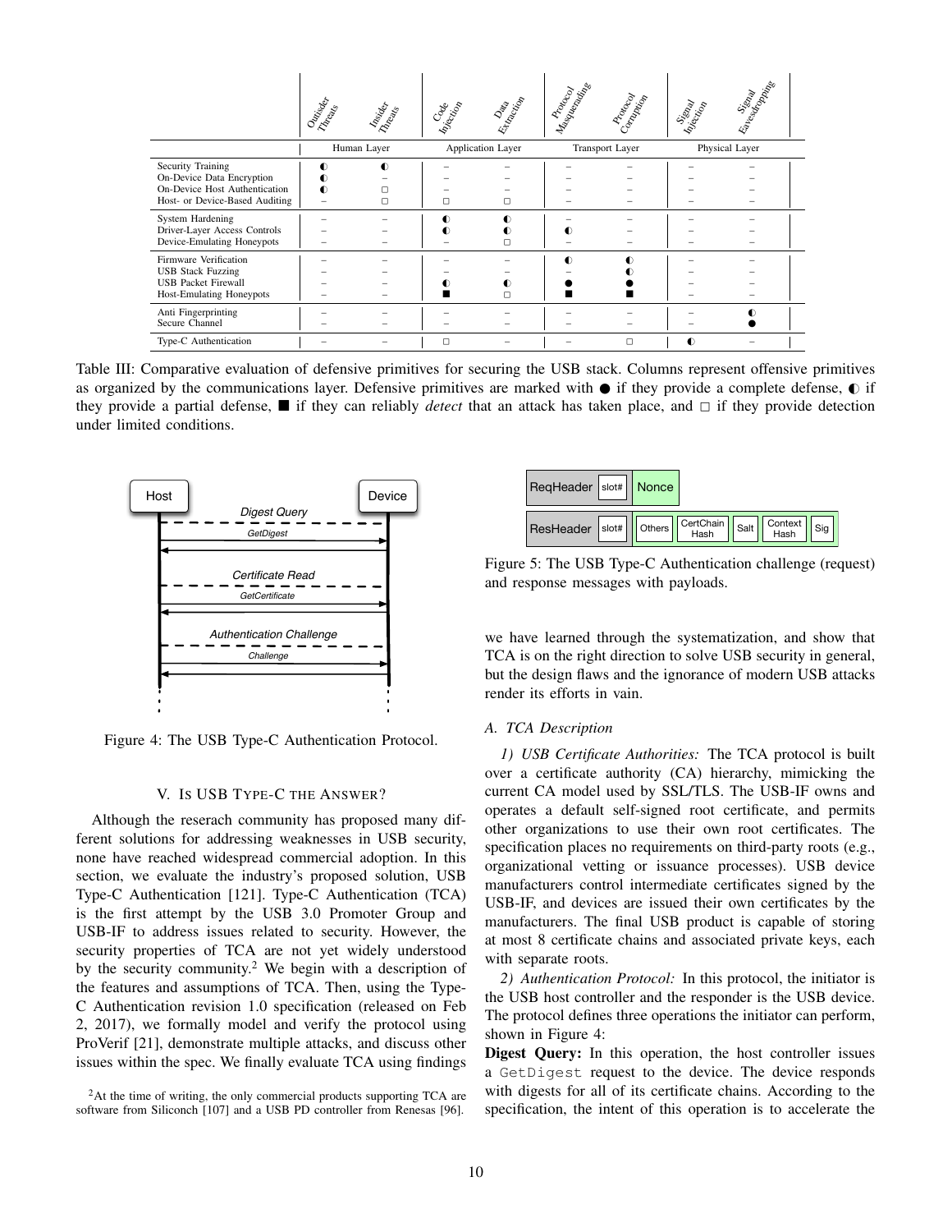| | Outsider Threats | Insider Threats | Code Injection | Data Extraction | Protocol Masquerading | Protocol Corruption | Signal Injection | Signal Eavesdropping |
|---|---|---|---|---|---|---|---|---|
| | Human Layer | | Application Layer | | Transport Layer | | Physical Layer | |
| Security Training | ◐ | ◐ | – | – | – | – | – | – |
| On-Device Data Encryption | ◐ | – | – | – | – | – | – | – |
| On-Device Host Authentication | ◐ | □ | – | – | – | – | – | – |
| Host- or Device-Based Auditing | – | □ | □ | □ | – | – | – | – |
| System Hardening | – | – | ◐ | ◐ | – | – | – | – |
| Driver-Layer Access Controls | – | – | ◐ | ◐ | ◐ | – | – | – |
| Device-Emulating Honeypots | – | – | – | □ | – | – | – | – |
| Firmware Verification | – | – | – | – | ◐ | ◐ | – | – |
| USB Stack Fuzzing | – | – | – | – | – | ◐ | – | – |
| USB Packet Firewall | – | – | ◐ | ◐ | ● | ● | – | – |
| Host-Emulating Honeypots | – | – | ■ | □ | ■ | ■ | – | – |
| Anti Fingerprinting | – | – | – | – | – | – | – | ◐ |
| Secure Channel | – | – | – | – | – | – | – | ● |
| Type-C Authentication | – | – | □ | – | – | □ | ◐ | – |

Table III: Comparative evaluation of defensive primitives for securing the USB stack. Columns represent offensive primitives as organized by the communications layer. Defensive primitives are marked with ● if they provide a complete defense, ◐ if they provide a partial defense, ■ if they can reliably *detect* that an attack has taken place, and □ if they provide detection under limited conditions.

Figure 4: The USB Type-C Authentication Protocol.

## V. Is USB Type-C the Answer?

Although the reserach community has proposed many different solutions for addressing weaknesses in USB security, none have reached widespread commercial adoption. In this section, we evaluate the industry's proposed solution, USB Type-C Authentication [121]. Type-C Authentication (TCA) is the first attempt by the USB 3.0 Promoter Group and USB-IF to address issues related to security. However, the security properties of TCA are not yet widely understood by the security community.[2] We begin with a description of the features and assumptions of TCA. Then, using the Type-C Authentication revision 1.0 specification (released on Feb 2, 2017), we formally model and verify the protocol using ProVerif [21], demonstrate multiple attacks, and discuss other issues within the spec. We finally evaluate TCA using findings we have learned through the systematization, and show that TCA is on the right direction to solve USB security in general, but the design flaws and the ignorance of modern USB attacks render its efforts in vain.

[2]At the time of writing, the only commercial products supporting TCA are software from Siliconch [107] and a USB PD controller from Renesas [96].

Figure 5: The USB Type-C Authentication challenge (request) and response messages with payloads.

### A. TCA Description

*1) USB Certificate Authorities:* The TCA protocol is built over a certificate authority (CA) hierarchy, mimicking the current CA model used by SSL/TLS. The USB-IF owns and operates a default self-signed root certificate, and permits other organizations to use their own root certificates. The specification places no requirements on third-party roots (e.g., organizational vetting or issuance processes). USB device manufacturers control intermediate certificates signed by the USB-IF, and devices are issued their own certificates by the manufacturers. The final USB product is capable of storing at most 8 certificate chains and associated private keys, each with separate roots.

*2) Authentication Protocol:* In this protocol, the initiator is the USB host controller and the responder is the USB device. The protocol defines three operations the initiator can perform, shown in Figure 4:

**Digest Query:** In this operation, the host controller issues a `GetDigest` request to the device. The device responds with digests for all of its certificate chains. According to the specification, the intent of this operation is to accelerate the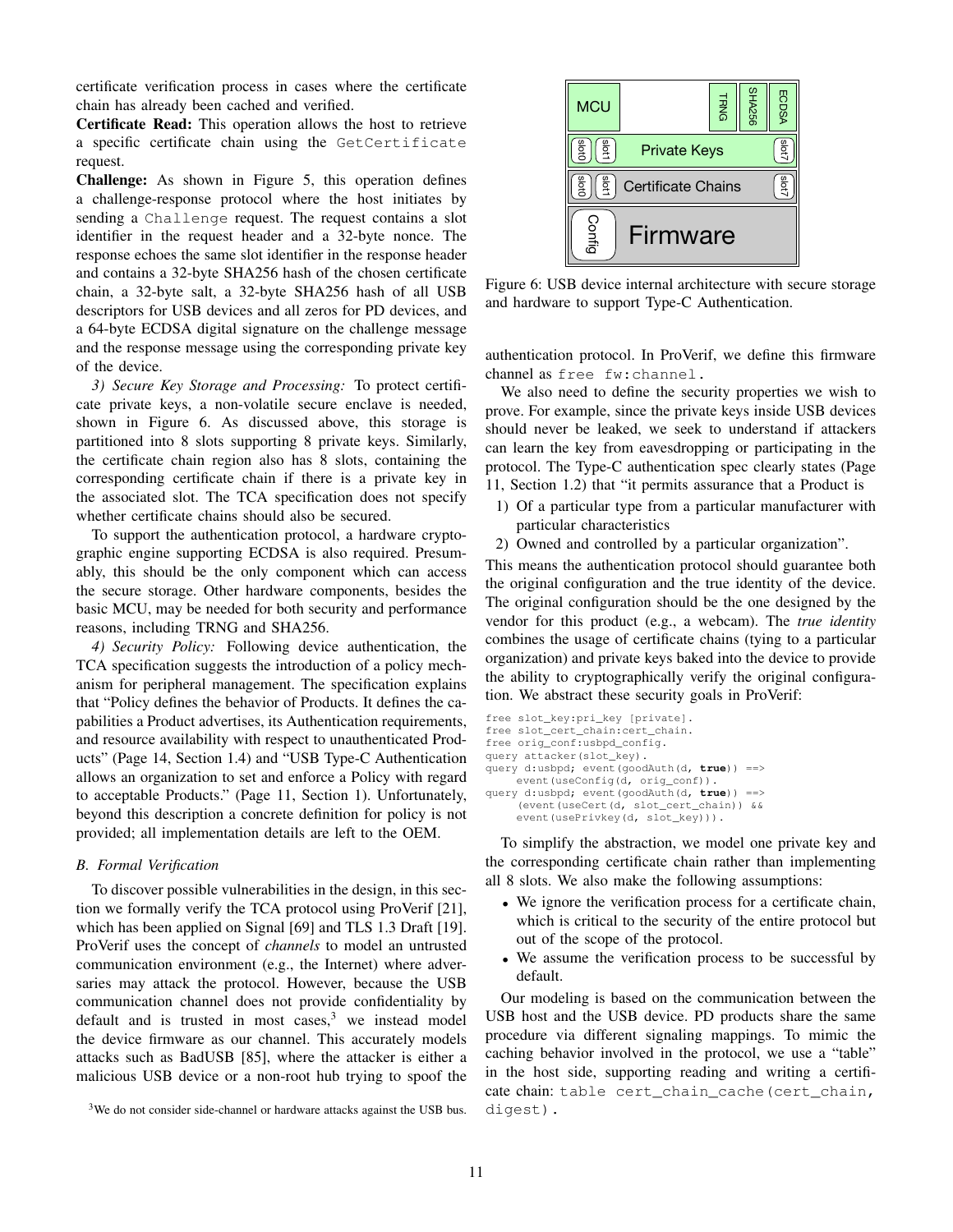certificate verification process in cases where the certificate chain has already been cached and verified.

**Certificate Read:** This operation allows the host to retrieve a specific certificate chain using the `GetCertificate` request.

**Challenge:** As shown in Figure 5, this operation defines a challenge-response protocol where the host initiates by sending a `Challenge` request. The request contains a slot identifier in the request header and a 32-byte nonce. The response echoes the same slot identifier in the response header and contains a 32-byte SHA256 hash of the chosen certificate chain, a 32-byte salt, a 32-byte SHA256 hash of all USB descriptors for USB devices and all zeros for PD devices, and a 64-byte ECDSA digital signature on the challenge message and the response message using the corresponding private key of the device.

*3) Secure Key Storage and Processing:* To protect certificate private keys, a non-volatile secure enclave is needed, shown in Figure 6. As discussed above, this storage is partitioned into 8 slots supporting 8 private keys. Similarly, the certificate chain region also has 8 slots, containing the corresponding certificate chain if there is a private key in the associated slot. The TCA specification does not specify whether certificate chains should also be secured.

To support the authentication protocol, a hardware cryptographic engine supporting ECDSA is also required. Presumably, this should be the only component which can access the secure storage. Other hardware components, besides the basic MCU, may be needed for both security and performance reasons, including TRNG and SHA256.

*4) Security Policy:* Following device authentication, the TCA specification suggests the introduction of a policy mechanism for peripheral management. The specification explains that "Policy defines the behavior of Products. It defines the capabilities a Product advertises, its Authentication requirements, and resource availability with respect to unauthenticated Products" (Page 14, Section 1.4) and "USB Type-C Authentication allows an organization to set and enforce a Policy with regard to acceptable Products." (Page 11, Section 1). Unfortunately, beyond this description a concrete definition for policy is not provided; all implementation details are left to the OEM.

### *B. Formal Verification*

To discover possible vulnerabilities in the design, in this section we formally verify the TCA protocol using ProVerif [21], which has been applied on Signal [69] and TLS 1.3 Draft [19]. ProVerif uses the concept of *channels* to model an untrusted communication environment (e.g., the Internet) where adversaries may attack the protocol. However, because the USB communication channel does not provide confidentiality by default and is trusted in most cases,[3] we instead model the device firmware as our channel. This accurately models attacks such as BadUSB [85], where the attacker is either a malicious USB device or a non-root hub trying to spoof the authentication protocol. In ProVerif, we define this firmware channel as `free fw:channel.`

[3]We do not consider side-channel or hardware attacks against the USB bus.

MCU | TRNG | SHA256 | ECDSA
slot0 | slot1 | Private Keys | slot7
slot0 | slot1 | Certificate Chains | slot7
Config | Firmware

Figure 6: USB device internal architecture with secure storage and hardware to support Type-C Authentication.

We also need to define the security properties we wish to prove. For example, since the private keys inside USB devices should never be leaked, we seek to understand if attackers can learn the key from eavesdropping or participating in the protocol. The Type-C authentication spec clearly states (Page 11, Section 1.2) that "it permits assurance that a Product is

1) Of a particular type from a particular manufacturer with particular characteristics
2) Owned and controlled by a particular organization".

This means the authentication protocol should guarantee both the original configuration and the true identity of the device. The original configuration should be the one designed by the vendor for this product (e.g., a webcam). The *true identity* combines the usage of certificate chains (tying to a particular organization) and private keys baked into the device to provide the ability to cryptographically verify the original configuration. We abstract these security goals in ProVerif:

```
free slot_key:pri_key [private].
free slot_cert_chain:cert_chain.
free orig_conf:usbpd_config.
query attacker(slot_key).
query d:usbpd; event(goodAuth(d, true)) ==>
     event(useConfig(d, orig_conf)).
query d:usbpd; event(goodAuth(d, true)) ==>
     (event(useCert(d, slot_cert_chain)) &&
     event(usePrivkey(d, slot_key))).
```

To simplify the abstraction, we model one private key and the corresponding certificate chain rather than implementing all 8 slots. We also make the following assumptions:

- We ignore the verification process for a certificate chain, which is critical to the security of the entire protocol but out of the scope of the protocol.
- We assume the verification process to be successful by default.

Our modeling is based on the communication between the USB host and the USB device. PD products share the same procedure via different signaling mappings. To mimic the caching behavior involved in the protocol, we use a "table" in the host side, supporting reading and writing a certificate chain: `table cert_chain_cache(cert_chain, digest).`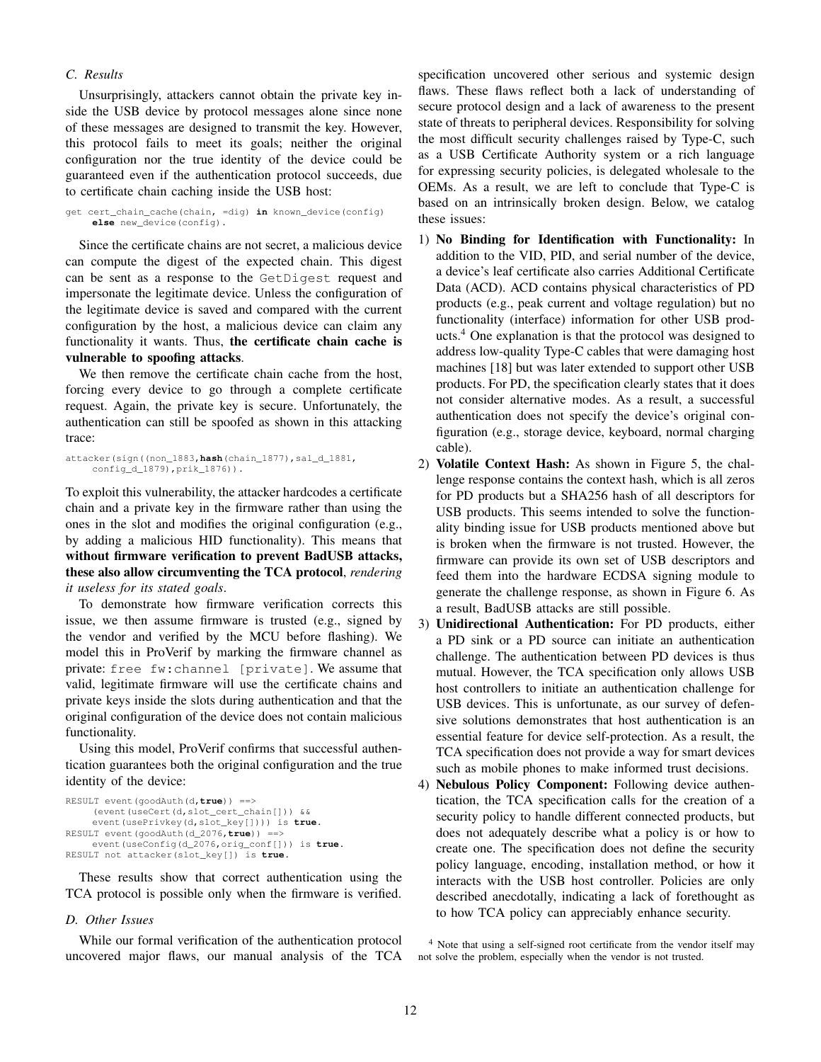### C. Results

Unsurprisingly, attackers cannot obtain the private key inside the USB device by protocol messages alone since none of these messages are designed to transmit the key. However, this protocol fails to meet its goals; neither the original configuration nor the true identity of the device could be guaranteed even if the authentication protocol succeeds, due to certificate chain caching inside the USB host:

```
get cert_chain_cache(chain, =dig) in known_device(config)
    else new_device(config).
```

Since the certificate chains are not secret, a malicious device can compute the digest of the expected chain. This digest can be sent as a response to the GetDigest request and impersonate the legitimate device. Unless the configuration of the legitimate device is saved and compared with the current configuration by the host, a malicious device can claim any functionality it wants. Thus, **the certificate chain cache is vulnerable to spoofing attacks**.

We then remove the certificate chain cache from the host, forcing every device to go through a complete certificate request. Again, the private key is secure. Unfortunately, the authentication can still be spoofed as shown in this attacking trace:

```
attacker(sign((non_1883,hash(chain_1877),sal_d_1881,
    config_d_1879),prik_1876)).
```

To exploit this vulnerability, the attacker hardcodes a certificate chain and a private key in the firmware rather than using the ones in the slot and modifies the original configuration (e.g., by adding a malicious HID functionality). This means that **without firmware verification to prevent BadUSB attacks, these also allow circumventing the TCA protocol**, *rendering it useless for its stated goals*.

To demonstrate how firmware verification corrects this issue, we then assume firmware is trusted (e.g., signed by the vendor and verified by the MCU before flashing). We model this in ProVerif by marking the firmware channel as private: free fw:channel [private]. We assume that valid, legitimate firmware will use the certificate chains and private keys inside the slots during authentication and that the original configuration of the device does not contain malicious functionality.

Using this model, ProVerif confirms that successful authentication guarantees both the original configuration and the true identity of the device:

```
RESULT event(goodAuth(d,true)) ==>
    (event(useCert(d,slot_cert_chain[])) &&
    event(usePrivkey(d,slot_key[]))) is true.
RESULT event(goodAuth(d_2076,true)) ==>
    event(useConfig(d_2076,orig_conf[])) is true.
RESULT not attacker(slot_key[]) is true.
```

These results show that correct authentication using the TCA protocol is possible only when the firmware is verified.

### D. Other Issues

While our formal verification of the authentication protocol uncovered major flaws, our manual analysis of the TCA specification uncovered other serious and systemic design flaws. These flaws reflect both a lack of understanding of secure protocol design and a lack of awareness to the present state of threats to peripheral devices. Responsibility for solving the most difficult security challenges raised by Type-C, such as a USB Certificate Authority system or a rich language for expressing security policies, is delegated wholesale to the OEMs. As a result, we are left to conclude that Type-C is based on an intrinsically broken design. Below, we catalog these issues:

1) **No Binding for Identification with Functionality:** In addition to the VID, PID, and serial number of the device, a device's leaf certificate also carries Additional Certificate Data (ACD). ACD contains physical characteristics of PD products (e.g., peak current and voltage regulation) but no functionality (interface) information for other USB products.[4] One explanation is that the protocol was designed to address low-quality Type-C cables that were damaging host machines [18] but was later extended to support other USB products. For PD, the specification clearly states that it does not consider alternative modes. As a result, a successful authentication does not specify the device's original configuration (e.g., storage device, keyboard, normal charging cable).
2) **Volatile Context Hash:** As shown in Figure 5, the challenge response contains the context hash, which is all zeros for PD products but a SHA256 hash of all descriptors for USB products. This seems intended to solve the functionality binding issue for USB products mentioned above but is broken when the firmware is not trusted. However, the firmware can provide its own set of USB descriptors and feed them into the hardware ECDSA signing module to generate the challenge response, as shown in Figure 6. As a result, BadUSB attacks are still possible.
3) **Unidirectional Authentication:** For PD products, either a PD sink or a PD source can initiate an authentication challenge. The authentication between PD devices is thus mutual. However, the TCA specification only allows USB host controllers to initiate an authentication challenge for USB devices. This is unfortunate, as our survey of defensive solutions demonstrates that host authentication is an essential feature for device self-protection. As a result, the TCA specification does not provide a way for smart devices such as mobile phones to make informed trust decisions.
4) **Nebulous Policy Component:** Following device authentication, the TCA specification calls for the creation of a security policy to handle different connected products, but does not adequately describe what a policy is or how to create one. The specification does not define the security policy language, encoding, installation method, or how it interacts with the USB host controller. Policies are only described anecdotally, indicating a lack of forethought as to how TCA policy can appreciably enhance security.

[4] Note that using a self-signed root certificate from the vendor itself may not solve the problem, especially when the vendor is not trusted.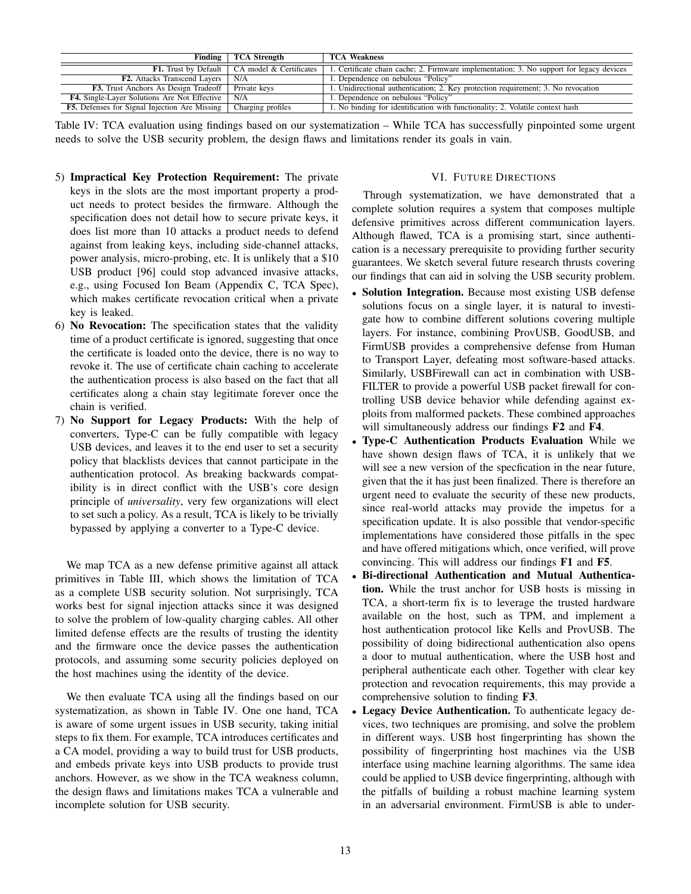| Finding | TCA Strength | TCA Weakness |
|---|---|---|
| **F1.** Trust by Default | CA model & Certificates | 1. Certificate chain cache; 2. Firmware implementation; 3. No support for legacy devices |
| **F2.** Attacks Transcend Layers | N/A | 1. Dependence on nebulous "Policy" |
| **F3.** Trust Anchors As Design Tradeoff | Private keys | 1. Unidirectional authentication; 2. Key protection requirement; 3. No revocation |
| **F4.** Single-Layer Solutions Are Not Effective | N/A | 1. Dependence on nebulous "Policy" |
| **F5.** Defenses for Signal Injection Are Missing | Charging profiles | 1. No binding for identification with functionality; 2. Volatile context hash |

Table IV: TCA evaluation using findings based on our systematization – While TCA has successfully pinpointed some urgent needs to solve the USB security problem, the design flaws and limitations render its goals in vain.

5) **Impractical Key Protection Requirement:** The private keys in the slots are the most important property a product needs to protect besides the firmware. Although the specification does not detail how to secure private keys, it does list more than 10 attacks a product needs to defend against from leaking keys, including side-channel attacks, power analysis, micro-probing, etc. It is unlikely that a $10 USB product [96] could stop advanced invasive attacks, e.g., using Focused Ion Beam (Appendix C, TCA Spec), which makes certificate revocation critical when a private key is leaked.
6) **No Revocation:** The specification states that the validity time of a product certificate is ignored, suggesting that once the certificate is loaded onto the device, there is no way to revoke it. The use of certificate chain caching to accelerate the authentication process is also based on the fact that all certificates along a chain stay legitimate forever once the chain is verified.
7) **No Support for Legacy Products:** With the help of converters, Type-C can be fully compatible with legacy USB devices, and leaves it to the end user to set a security policy that blacklists devices that cannot participate in the authentication protocol. As breaking backwards compatibility is in direct conflict with the USB's core design principle of *universality*, very few organizations will elect to set such a policy. As a result, TCA is likely to be trivially bypassed by applying a converter to a Type-C device.

We map TCA as a new defense primitive against all attack primitives in Table III, which shows the limitation of TCA as a complete USB security solution. Not surprisingly, TCA works best for signal injection attacks since it was designed to solve the problem of low-quality charging cables. All other limited defense effects are the results of trusting the identity and the firmware once the device passes the authentication protocols, and assuming some security policies deployed on the host machines using the identity of the device.

We then evaluate TCA using all the findings based on our systematization, as shown in Table IV. One one hand, TCA is aware of some urgent issues in USB security, taking initial steps to fix them. For example, TCA introduces certificates and a CA model, providing a way to build trust for USB products, and embeds private keys into USB products to provide trust anchors. However, as we show in the TCA weakness column, the design flaws and limitations makes TCA a vulnerable and incomplete solution for USB security.

## VI. Future Directions

Through systematization, we have demonstrated that a complete solution requires a system that composes multiple defensive primitives across different communication layers. Although flawed, TCA is a promising start, since authentication is a necessary prerequisite to providing further security guarantees. We sketch several future research thrusts covering our findings that can aid in solving the USB security problem.

- **Solution Integration.** Because most existing USB defense solutions focus on a single layer, it is natural to investigate how to combine different solutions covering multiple layers. For instance, combining ProvUSB, GoodUSB, and FirmUSB provides a comprehensive defense from Human to Transport Layer, defeating most software-based attacks. Similarly, USBFirewall can act in combination with USBFILTER to provide a powerful USB packet firewall for controlling USB device behavior while defending against exploits from malformed packets. These combined approaches will simultaneously address our findings **F2** and **F4**.
- **Type-C Authentication Products Evaluation** While we have shown design flaws of TCA, it is unlikely that we will see a new version of the specfication in the near future, given that the it has just been finalized. There is therefore an urgent need to evaluate the security of these new products, since real-world attacks may provide the impetus for a specification update. It is also possible that vendor-specific implementations have considered those pitfalls in the spec and have offered mitigations which, once verified, will prove convincing. This will address our findings **F1** and **F5**.
- **Bi-directional Authentication and Mutual Authentication.** While the trust anchor for USB hosts is missing in TCA, a short-term fix is to leverage the trusted hardware available on the host, such as TPM, and implement a host authentication protocol like Kells and ProvUSB. The possibility of doing bidirectional authentication also opens a door to mutual authentication, where the USB host and peripheral authenticate each other. Together with clear key protection and revocation requirements, this may provide a comprehensive solution to finding **F3**.
- **Legacy Device Authentication.** To authenticate legacy devices, two techniques are promising, and solve the problem in different ways. USB host fingerprinting has shown the possibility of fingerprinting host machines via the USB interface using machine learning algorithms. The same idea could be applied to USB device fingerprinting, although with the pitfalls of building a robust machine learning system in an adversarial environment. FirmUSB is able to under-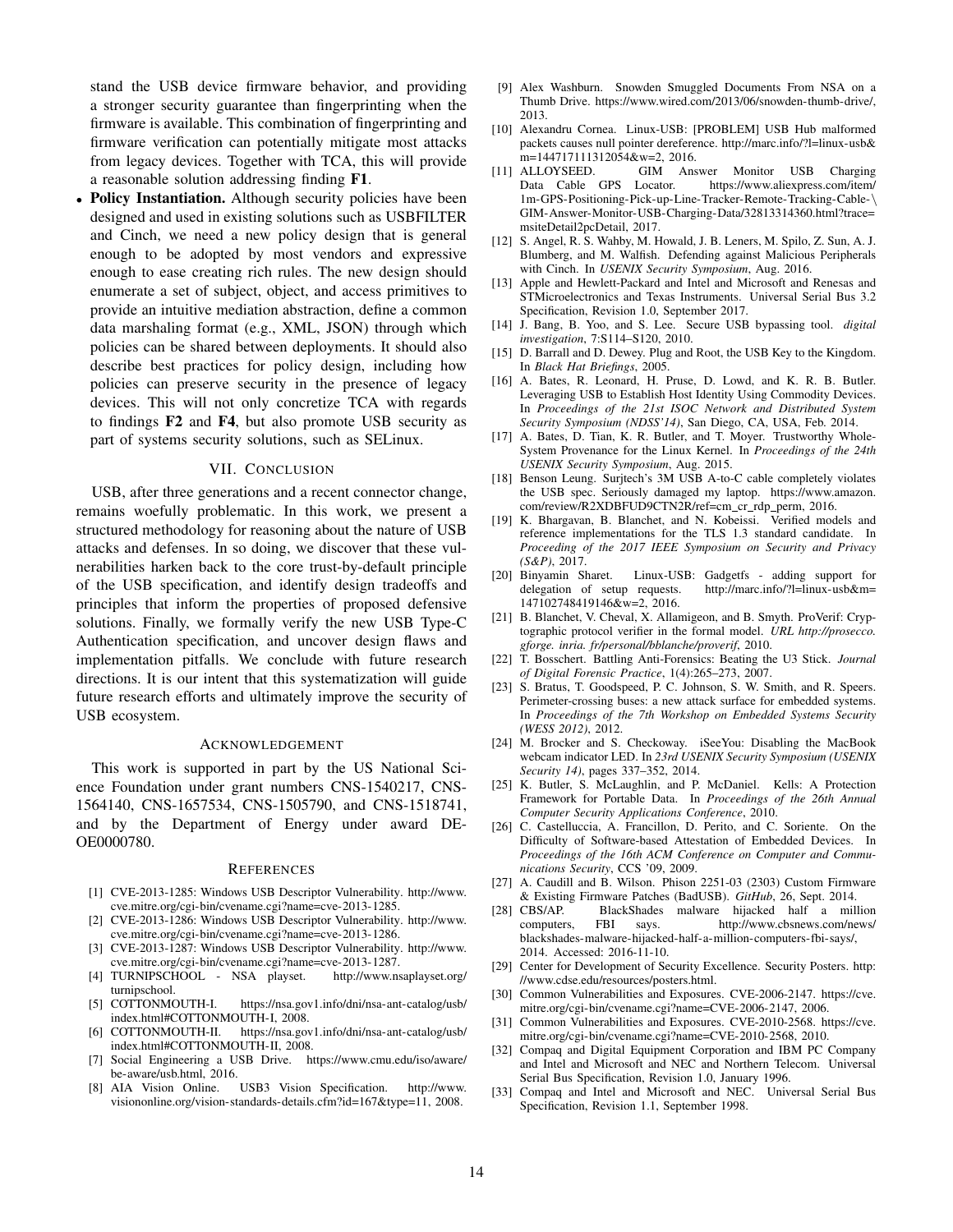stand the USB device firmware behavior, and providing a stronger security guarantee than fingerprinting when the firmware is available. This combination of fingerprinting and firmware verification can potentially mitigate most attacks from legacy devices. Together with TCA, this will provide a reasonable solution addressing finding **F1**.

- **Policy Instantiation.** Although security policies have been designed and used in existing solutions such as USBFILTER and Cinch, we need a new policy design that is general enough to be adopted by most vendors and expressive enough to ease creating rich rules. The new design should enumerate a set of subject, object, and access primitives to provide an intuitive mediation abstraction, define a common data marshaling format (e.g., XML, JSON) through which policies can be shared between deployments. It should also describe best practices for policy design, including how policies can preserve security in the presence of legacy devices. This will not only concretize TCA with regards to findings **F2** and **F4**, but also promote USB security as part of systems security solutions, such as SELinux.

## VII. Conclusion

USB, after three generations and a recent connector change, remains woefully problematic. In this work, we present a structured methodology for reasoning about the nature of USB attacks and defenses. In so doing, we discover that these vulnerabilities harken back to the core trust-by-default principle of the USB specification, and identify design tradeoffs and principles that inform the properties of proposed defensive solutions. Finally, we formally verify the new USB Type-C Authentication specification, and uncover design flaws and implementation pitfalls. We conclude with future research directions. It is our intent that this systematization will guide future research efforts and ultimately improve the security of USB ecosystem.

## Acknowledgement

This work is supported in part by the US National Science Foundation under grant numbers CNS-1540217, CNS-1564140, CNS-1657534, CNS-1505790, and CNS-1518741, and by the Department of Energy under award DE-OE0000780.

## References

[1] CVE-2013-1285: Windows USB Descriptor Vulnerability. http://www.cve.mitre.org/cgi-bin/cvename.cgi?name=cve-2013-1285.

[2] CVE-2013-1286: Windows USB Descriptor Vulnerability. http://www.cve.mitre.org/cgi-bin/cvename.cgi?name=cve-2013-1286.

[3] CVE-2013-1287: Windows USB Descriptor Vulnerability. http://www.cve.mitre.org/cgi-bin/cvename.cgi?name=cve-2013-1287.

[4] TURNIPSCHOOL - NSA playset. http://www.nsaplayset.org/turnipschool.

[5] COTTONMOUTH-I. https://nsa.gov1.info/dni/nsa-ant-catalog/usb/index.html#COTTONMOUTH-I, 2008.

[6] COTTONMOUTH-II. https://nsa.gov1.info/dni/nsa-ant-catalog/usb/index.html#COTTONMOUTH-II, 2008.

[7] Social Engineering a USB Drive. https://www.cmu.edu/iso/aware/be-aware/usb.html, 2016.

[8] AIA Vision Online. USB3 Vision Specification. http://www.visiononline.org/vision-standards-details.cfm?id=167&type=11, 2008.

[9] Alex Washburn. Snowden Smuggled Documents From NSA on a Thumb Drive. https://www.wired.com/2013/06/snowden-thumb-drive/, 2013.

[10] Alexandru Cornea. Linux-USB: [PROBLEM] USB Hub malformed packets causes null pointer dereference. http://marc.info/?l=linux-usb&m=144717111312054&w=2, 2016.

[11] ALLOYSEED. GIM Answer Monitor USB Charging Data Cable GPS Locator. https://www.aliexpress.com/item/1m-GPS-Positioning-Pick-up-Line-Tracker-Remote-Tracking-Cable-\GIM-Answer-Monitor-USB-Charging-Data/32813314360.html?trace=msiteDetail2pcDetail, 2017.

[12] S. Angel, R. S. Wahby, M. Howald, J. B. Leners, M. Spilo, Z. Sun, A. J. Blumberg, and M. Walfish. Defending against Malicious Peripherals with Cinch. In *USENIX Security Symposium*, Aug. 2016.

[13] Apple and Hewlett-Packard and Intel and Microsoft and Renesas and STMicroelectronics and Texas Instruments. Universal Serial Bus 3.2 Specification, Revision 1.0, September 2017.

[14] J. Bang, B. Yoo, and S. Lee. Secure USB bypassing tool. *digital investigation*, 7:S114–S120, 2010.

[15] D. Barrall and D. Dewey. Plug and Root, the USB Key to the Kingdom. In *Black Hat Briefings*, 2005.

[16] A. Bates, R. Leonard, H. Pruse, D. Lowd, and K. R. B. Butler. Leveraging USB to Establish Host Identity Using Commodity Devices. In *Proceedings of the 21st ISOC Network and Distributed System Security Symposium (NDSS'14)*, San Diego, CA, USA, Feb. 2014.

[17] A. Bates, D. Tian, K. R. Butler, and T. Moyer. Trustworthy Whole-System Provenance for the Linux Kernel. In *Proceedings of the 24th USENIX Security Symposium*, Aug. 2015.

[18] Benson Leung. Surjtech's 3M USB A-to-C cable completely violates the USB spec. Seriously damaged my laptop. https://www.amazon.com/review/R2XDBFUD9CTN2R/ref=cm_cr_rdp_perm, 2016.

[19] K. Bhargavan, B. Blanchet, and N. Kobeissi. Verified models and reference implementations for the TLS 1.3 standard candidate. In *Proceeding of the 2017 IEEE Symposium on Security and Privacy (S&P)*, 2017.

[20] Binyamin Sharet. Linux-USB: Gadgetfs - adding support for delegation of setup requests. http://marc.info/?l=linux-usb&m=147102748419146&w=2, 2016.

[21] B. Blanchet, V. Cheval, X. Allamigeon, and B. Smyth. ProVerif: Cryptographic protocol verifier in the formal model. *URL http://prosecco.gforge. inria. fr/personal/bblanche/proverif*, 2010.

[22] T. Bosschert. Battling Anti-Forensics: Beating the U3 Stick. *Journal of Digital Forensic Practice*, 1(4):265–273, 2007.

[23] S. Bratus, T. Goodspeed, P. C. Johnson, S. W. Smith, and R. Speers. Perimeter-crossing buses: a new attack surface for embedded systems. In *Proceedings of the 7th Workshop on Embedded Systems Security (WESS 2012)*, 2012.

[24] M. Brocker and S. Checkoway. iSeeYou: Disabling the MacBook webcam indicator LED. In *23rd USENIX Security Symposium (USENIX Security 14)*, pages 337–352, 2014.

[25] K. Butler, S. McLaughlin, and P. McDaniel. Kells: A Protection Framework for Portable Data. In *Proceedings of the 26th Annual Computer Security Applications Conference*, 2010.

[26] C. Castelluccia, A. Francillon, D. Perito, and C. Soriente. On the Difficulty of Software-based Attestation of Embedded Devices. In *Proceedings of the 16th ACM Conference on Computer and Communications Security*, CCS '09, 2009.

[27] A. Caudill and B. Wilson. Phison 2251-03 (2303) Custom Firmware & Existing Firmware Patches (BadUSB). *GitHub*, 26, Sept. 2014.

[28] CBS/AP. BlackShades malware hijacked half a million computers, FBI says. http://www.cbsnews.com/news/blackshades-malware-hijacked-half-a-million-computers-fbi-says/, 2014. Accessed: 2016-11-10.

[29] Center for Development of Security Excellence. Security Posters. http://www.cdse.edu/resources/posters.html.

[30] Common Vulnerabilities and Exposures. CVE-2006-2147. https://cve.mitre.org/cgi-bin/cvename.cgi?name=CVE-2006-2147, 2006.

[31] Common Vulnerabilities and Exposures. CVE-2010-2568. https://cve.mitre.org/cgi-bin/cvename.cgi?name=CVE-2010-2568, 2010.

[32] Compaq and Digital Equipment Corporation and IBM PC Company and Intel and Microsoft and NEC and Northern Telecom. Universal Serial Bus Specification, Revision 1.0, January 1996.

[33] Compaq and Intel and Microsoft and NEC. Universal Serial Bus Specification, Revision 1.1, September 1998.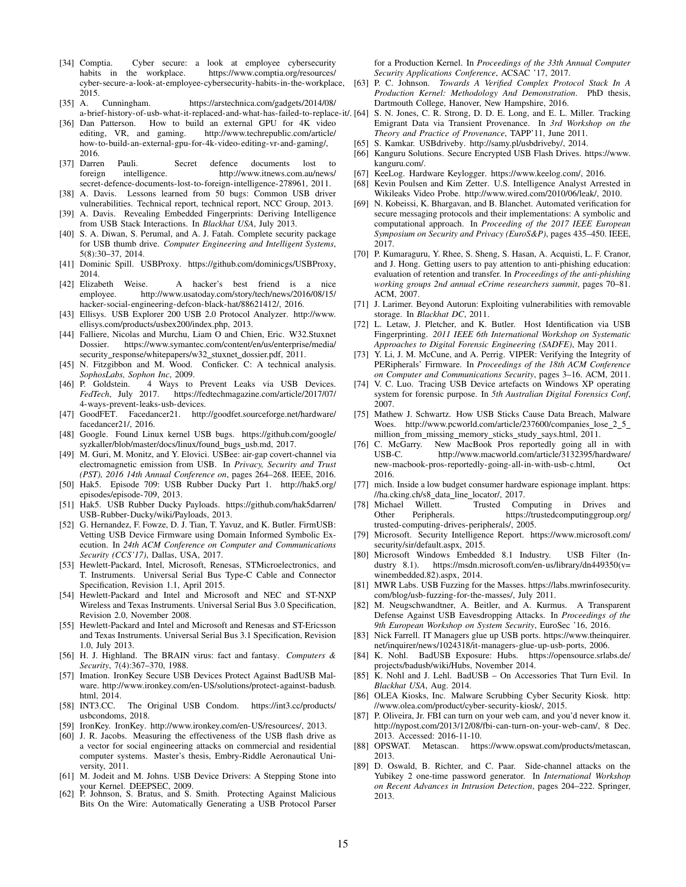[34] Comptia. Cyber secure: a look at employee cybersecurity habits in the workplace. https://www.comptia.org/resources/cyber-secure-a-look-at-employee-cybersecurity-habits-in-the-workplace, 2015.

[35] A. Cunningham. https://arstechnica.com/gadgets/2014/08/a-brief-history-of-usb-what-it-replaced-and-what-has-failed-to-replace-it/.

[36] Dan Patterson. How to build an external GPU for 4K video editing, VR, and gaming. http://www.techrepublic.com/article/how-to-build-an-external-gpu-for-4k-video-editing-vr-and-gaming/, 2016.

[37] Darren Pauli. Secret defence documents lost to foreign intelligence. http://www.itnews.com.au/news/secret-defence-documents-lost-to-foreign-intelligence-278961, 2011.

[38] A. Davis. Lessons learned from 50 bugs: Common USB driver vulnerabilities. Technical report, technical report, NCC Group, 2013.

[39] A. Davis. Revealing Embedded Fingerprints: Deriving Intelligence from USB Stack Interactions. In *Blackhat USA*, July 2013.

[40] S. A. Diwan, S. Perumal, and A. J. Fatah. Complete security package for USB thumb drive. *Computer Engineering and Intelligent Systems*, 5(8):30–37, 2014.

[41] Dominic Spill. USBProxy. https://github.com/dominicgs/USBProxy, 2014.

[42] Elizabeth Weise. A hacker's best friend is a nice employee. http://www.usatoday.com/story/tech/news/2016/08/15/hacker-social-engineering-defcon-black-hat/88621412/, 2016.

[43] Ellisys. USB Explorer 200 USB 2.0 Protocol Analyzer. http://www.ellisys.com/products/usbex200/index.php, 2013.

[44] Falliere, Nicolas and Murchu, Liam O and Chien, Eric. W32.Stuxnet Dossier. https://www.symantec.com/content/en/us/enterprise/media/security_response/whitepapers/w32_stuxnet_dossier.pdf, 2011.

[45] N. Fitzgibbon and M. Wood. Conficker. C: A technical analysis. *SophosLabs, Sophon Inc*, 2009.

[46] P. Goldstein. 4 Ways to Prevent Leaks via USB Devices. *FedTech*, July 2017. https://fedtechmagazine.com/article/2017/07/4-ways-prevent-leaks-usb-devices.

[47] GoodFET. Facedancer21. http://goodfet.sourceforge.net/hardware/facedancer21/, 2016.

[48] Google. Found Linux kernel USB bugs. https://github.com/google/syzkaller/blob/master/docs/linux/found_bugs_usb.md, 2017.

[49] M. Guri, M. Monitz, and Y. Elovici. USBee: air-gap covert-channel via electromagnetic emission from USB. In *Privacy, Security and Trust (PST), 2016 14th Annual Conference on*, pages 264–268. IEEE, 2016.

[50] Hak5. Episode 709: USB Rubber Ducky Part 1. http://hak5.org/episodes/episode-709, 2013.

[51] Hak5. USB Rubber Ducky Payloads. https://github.com/hak5darren/USB-Rubber-Ducky/wiki/Payloads, 2013.

[52] G. Hernandez, F. Fowze, D. J. Tian, T. Yavuz, and K. Butler. FirmUSB: Vetting USB Device Firmware using Domain Informed Symbolic Execution. In *24th ACM Conference on Computer and Communications Security (CCS'17)*, Dallas, USA, 2017.

[53] Hewlett-Packard, Intel, Microsoft, Renesas, STMicroelectronics, and T. Instruments. Universal Serial Bus Type-C Cable and Connector Specification, Revision 1.1, April 2015.

[54] Hewlett-Packard and Intel and Microsoft and NEC and ST-NXP Wireless and Texas Instruments. Universal Serial Bus 3.0 Specification, Revision 2.0, November 2008.

[55] Hewlett-Packard and Intel and Microsoft and Renesas and ST-Ericsson and Texas Instruments. Universal Serial Bus 3.1 Specification, Revision 1.0, July 2013.

[56] H. J. Highland. The BRAIN virus: fact and fantasy. *Computers & Security*, 7(4):367–370, 1988.

[57] Imation. IronKey Secure USB Devices Protect Against BadUSB Malware. http://www.ironkey.com/en-US/solutions/protect-against-badusb.html, 2014.

[58] INT3.CC. The Original USB Condom. https://int3.cc/products/usbcondoms, 2018.

[59] IronKey. IronKey. http://www.ironkey.com/en-US/resources/, 2013.

[60] J. R. Jacobs. Measuring the effectiveness of the USB flash drive as a vector for social engineering attacks on commercial and residential computer systems. Master's thesis, Embry-Riddle Aeronautical University, 2011.

[61] M. Jodeit and M. Johns. USB Device Drivers: A Stepping Stone into your Kernel. DEEPSEC, 2009.

[62] P. Johnson, S. Bratus, and S. Smith. Protecting Against Malicious Bits On the Wire: Automatically Generating a USB Protocol Parser for a Production Kernel. In *Proceedings of the 33th Annual Computer Security Applications Conference*, ACSAC '17, 2017.

[63] P. C. Johnson. *Towards A Verified Complex Protocol Stack In A Production Kernel: Methodology And Demonstration*. PhD thesis, Dartmouth College, Hanover, New Hampshire, 2016.

[64] S. N. Jones, C. R. Strong, D. D. E. Long, and E. L. Miller. Tracking Emigrant Data via Transient Provenance. In *3rd Workshop on the Theory and Practice of Provenance*, TAPP'11, June 2011.

[65] S. Kamkar. USBdriveby. http://samy.pl/usbdriveby/, 2014.

[66] Kanguru Solutions. Secure Encrypted USB Flash Drives. https://www.kanguru.com/.

[67] KeeLog. Hardware Keylogger. https://www.keelog.com/, 2016.

[68] Kevin Poulsen and Kim Zetter. U.S. Intelligence Analyst Arrested in Wikileaks Video Probe. http://www.wired.com/2010/06/leak/, 2010.

[69] N. Kobeissi, K. Bhargavan, and B. Blanchet. Automated verification for secure messaging protocols and their implementations: A symbolic and computational approach. In *Proceeding of the 2017 IEEE European Symposium on Security and Privacy (EuroS&P)*, pages 435–450. IEEE, 2017.

[70] P. Kumaraguru, Y. Rhee, S. Sheng, S. Hasan, A. Acquisti, L. F. Cranor, and J. Hong. Getting users to pay attention to anti-phishing education: evaluation of retention and transfer. In *Proceedings of the anti-phishing working groups 2nd annual eCrime researchers summit*, pages 70–81. ACM, 2007.

[71] J. Larimer. Beyond Autorun: Exploiting vulnerabilities with removable storage. In *Blackhat DC*, 2011.

[72] L. Letaw, J. Pletcher, and K. Butler. Host Identification via USB Fingerprinting. *2011 IEEE 6th International Workshop on Systematic Approaches to Digital Forensic Engineering (SADFE)*, May 2011.

[73] Y. Li, J. M. McCune, and A. Perrig. VIPER: Verifying the Integrity of PERipherals' Firmware. In *Proceedings of the 18th ACM Conference on Computer and Communications Security*, pages 3–16. ACM, 2011.

[74] V. C. Luo. Tracing USB Device artefacts on Windows XP operating system for forensic purpose. In *5th Australian Digital Forensics Conf*, 2007.

[75] Mathew J. Schwartz. How USB Sticks Cause Data Breach, Malware Woes. http://www.pcworld.com/article/237600/companies_lose_2_5_million_from_missing_memory_sticks_study_says.html, 2011.

[76] C. McGarry. New MacBook Pros reportedly going all in with USB-C. http://www.macworld.com/article/3132395/hardware/new-macbook-pros-reportedly-going-all-in-with-usb-c.html, Oct 2016.

[77] mich. Inside a low budget consumer hardware espionage implant. https://ha.cking.ch/s8_data_line_locator/, 2017.

[78] Michael Willett. Trusted Computing in Drives and Other Peripherals. https://trustedcomputinggroup.org/trusted-computing-drives-peripherals/, 2005.

[79] Microsoft. Security Intelligence Report. https://www.microsoft.com/security/sir/default.aspx, 2015.

[80] Microsoft Windows Embedded 8.1 Industry. USB Filter (Industry 8.1). https://msdn.microsoft.com/en-us/library/dn449350(v=winembedded.82).aspx, 2014.

[81] MWR Labs. USB Fuzzing for the Masses. https://labs.mwrinfosecurity.com/blog/usb-fuzzing-for-the-masses/, July 2011.

[82] M. Neugschwandtner, A. Beitler, and A. Kurmus. A Transparent Defense Against USB Eavesdropping Attacks. In *Proceedings of the 9th European Workshop on System Security*, EuroSec '16, 2016.

[83] Nick Farrell. IT Managers glue up USB ports. https://www.theinquirer.net/inquirer/news/1024318/it-managers-glue-up-usb-ports, 2006.

[84] K. Nohl. BadUSB Exposure: Hubs. https://opensource.srlabs.de/projects/badusb/wiki/Hubs, November 2014.

[85] K. Nohl and J. Lehl. BadUSB – On Accessories That Turn Evil. In *Blackhat USA*, Aug. 2014.

[86] OLEA Kiosks, Inc. Malware Scrubbing Cyber Security Kiosk. http://www.olea.com/product/cyber-security-kiosk/, 2015.

[87] P. Oliveira, Jr. FBI can turn on your web cam, and you'd never know it. http://nypost.com/2013/12/08/fbi-can-turn-on-your-web-cam/, 8 Dec. 2013. Accessed: 2016-11-10.

[88] OPSWAT. Metascan. https://www.opswat.com/products/metascan, 2013.

[89] D. Oswald, B. Richter, and C. Paar. Side-channel attacks on the Yubikey 2 one-time password generator. In *International Workshop on Recent Advances in Intrusion Detection*, pages 204–222. Springer, 2013.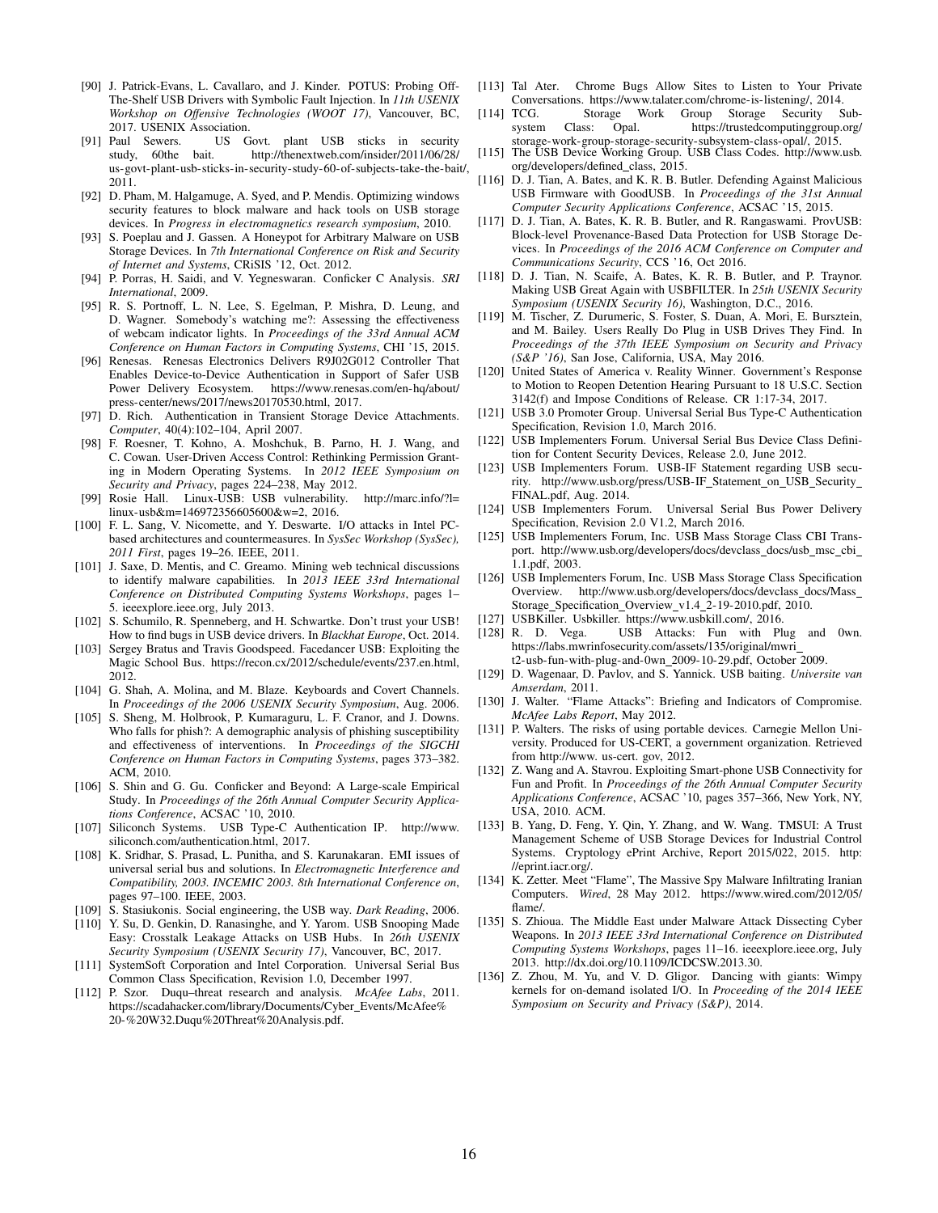[90] J. Patrick-Evans, L. Cavallaro, and J. Kinder. POTUS: Probing Off-The-Shelf USB Drivers with Symbolic Fault Injection. In *11th USENIX Workshop on Offensive Technologies (WOOT 17)*, Vancouver, BC, 2017. USENIX Association.

[91] Paul Sewers. US Govt. plant USB sticks in security study, 60the bait. http://thenextweb.com/insider/2011/06/28/us-govt-plant-usb-sticks-in-security-study-60-of-subjects-take-the-bait/, 2011.

[92] D. Pham, M. Halgamuge, A. Syed, and P. Mendis. Optimizing windows security features to block malware and hack tools on USB storage devices. In *Progress in electromagnetics research symposium*, 2010.

[93] S. Poeplau and J. Gassen. A Honeypot for Arbitrary Malware on USB Storage Devices. In *7th International Conference on Risk and Security of Internet and Systems*, CRiSIS '12, Oct. 2012.

[94] P. Porras, H. Saidi, and V. Yegneswaran. Conficker C Analysis. *SRI International*, 2009.

[95] R. S. Portnoff, L. N. Lee, S. Egelman, P. Mishra, D. Leung, and D. Wagner. Somebody's watching me?: Assessing the effectiveness of webcam indicator lights. In *Proceedings of the 33rd Annual ACM Conference on Human Factors in Computing Systems*, CHI '15, 2015.

[96] Renesas. Renesas Electronics Delivers R9J02G012 Controller That Enables Device-to-Device Authentication in Support of Safer USB Power Delivery Ecosystem. https://www.renesas.com/en-hq/about/press-center/news/2017/news20170530.html, 2017.

[97] D. Rich. Authentication in Transient Storage Device Attachments. *Computer*, 40(4):102–104, April 2007.

[98] F. Roesner, T. Kohno, A. Moshchuk, B. Parno, H. J. Wang, and C. Cowan. User-Driven Access Control: Rethinking Permission Granting in Modern Operating Systems. In *2012 IEEE Symposium on Security and Privacy*, pages 224–238, May 2012.

[99] Rosie Hall. Linux-USB: USB vulnerability. http://marc.info/?l=linux-usb&m=146972356605600&w=2, 2016.

[100] F. L. Sang, V. Nicomette, and Y. Deswarte. I/O attacks in Intel PC-based architectures and countermeasures. In *SysSec Workshop (SysSec), 2011 First*, pages 19–26. IEEE, 2011.

[101] J. Saxe, D. Mentis, and C. Greamo. Mining web technical discussions to identify malware capabilities. In *2013 IEEE 33rd International Conference on Distributed Computing Systems Workshops*, pages 1–5. ieeexplore.ieee.org, July 2013.

[102] S. Schumilo, R. Spenneberg, and H. Schwartke. Don't trust your USB! How to find bugs in USB device drivers. In *Blackhat Europe*, Oct. 2014.

[103] Sergey Bratus and Travis Goodspeed. Facedancer USB: Exploiting the Magic School Bus. https://recon.cx/2012/schedule/events/237.en.html, 2012.

[104] G. Shah, A. Molina, and M. Blaze. Keyboards and Covert Channels. In *Proceedings of the 2006 USENIX Security Symposium*, Aug. 2006.

[105] S. Sheng, M. Holbrook, P. Kumaraguru, L. F. Cranor, and J. Downs. Who falls for phish?: A demographic analysis of phishing susceptibility and effectiveness of interventions. In *Proceedings of the SIGCHI Conference on Human Factors in Computing Systems*, pages 373–382. ACM, 2010.

[106] S. Shin and G. Gu. Conficker and Beyond: A Large-scale Empirical Study. In *Proceedings of the 26th Annual Computer Security Applications Conference*, ACSAC '10, 2010.

[107] Siliconch Systems. USB Type-C Authentication IP. http://www.siliconch.com/authentication.html, 2017.

[108] K. Sridhar, S. Prasad, L. Punitha, and S. Karunakaran. EMI issues of universal serial bus and solutions. In *Electromagnetic Interference and Compatibility, 2003. INCEMIC 2003. 8th International Conference on*, pages 97–100. IEEE, 2003.

[109] S. Stasiukonis. Social engineering, the USB way. *Dark Reading*, 2006.

[110] Y. Su, D. Genkin, D. Ranasinghe, and Y. Yarom. USB Snooping Made Easy: Crosstalk Leakage Attacks on USB Hubs. In *26th USENIX Security Symposium (USENIX Security 17)*, Vancouver, BC, 2017.

[111] SystemSoft Corporation and Intel Corporation. Universal Serial Bus Common Class Specification, Revision 1.0, December 1997.

[112] P. Szor. Duqu–threat research and analysis. *McAfee Labs*, 2011. https://scadahacker.com/library/Documents/Cyber_Events/McAfee%20-%20W32.Duqu%20Threat%20Analysis.pdf.

[113] Tal Ater. Chrome Bugs Allow Sites to Listen to Your Private Conversations. https://www.talater.com/chrome-is-listening/, 2014.

[114] TCG. Storage Work Group Storage Security Subsystem Class: Opal. https://trustedcomputinggroup.org/storage-work-group-storage-security-subsystem-class-opal/, 2015.

[115] The USB Device Working Group. USB Class Codes. http://www.usb.org/developers/defined_class, 2015.

[116] D. J. Tian, A. Bates, and K. R. B. Butler. Defending Against Malicious USB Firmware with GoodUSB. In *Proceedings of the 31st Annual Computer Security Applications Conference*, ACSAC '15, 2015.

[117] D. J. Tian, A. Bates, K. R. B. Butler, and R. Rangaswami. ProvUSB: Block-level Provenance-Based Data Protection for USB Storage Devices. In *Proceedings of the 2016 ACM Conference on Computer and Communications Security*, CCS '16, Oct 2016.

[118] D. J. Tian, N. Scaife, A. Bates, K. R. B. Butler, and P. Traynor. Making USB Great Again with USBFILTER. In *25th USENIX Security Symposium (USENIX Security 16)*, Washington, D.C., 2016.

[119] M. Tischer, Z. Durumeric, S. Foster, S. Duan, A. Mori, E. Bursztein, and M. Bailey. Users Really Do Plug in USB Drives They Find. In *Proceedings of the 37th IEEE Symposium on Security and Privacy (S&P '16)*, San Jose, California, USA, May 2016.

[120] United States of America v. Reality Winner. Government's Response to Motion to Reopen Detention Hearing Pursuant to 18 U.S.C. Section 3142(f) and Impose Conditions of Release. CR 1:17-34, 2017.

[121] USB 3.0 Promoter Group. Universal Serial Bus Type-C Authentication Specification, Revision 1.0, March 2016.

[122] USB Implementers Forum. Universal Serial Bus Device Class Definition for Content Security Devices, Release 2.0, June 2012.

[123] USB Implementers Forum. USB-IF Statement regarding USB security. http://www.usb.org/press/USB-IF_Statement_on_USB_Security_FINAL.pdf, Aug. 2014.

[124] USB Implementers Forum. Universal Serial Bus Power Delivery Specification, Revision 2.0 V1.2, March 2016.

[125] USB Implementers Forum, Inc. USB Mass Storage Class CBI Transport. http://www.usb.org/developers/docs/devclass_docs/usb_msc_cbi_1.1.pdf, 2003.

[126] USB Implementers Forum, Inc. USB Mass Storage Class Specification Overview. http://www.usb.org/developers/docs/devclass_docs/Mass_Storage_Specification_Overview_v1.4_2-19-2010.pdf, 2010.

[127] USBKiller. Usbkiller. https://www.usbkill.com/, 2016.

[128] R. D. Vega. USB Attacks: Fun with Plug and 0wn. https://labs.mwrinfosecurity.com/assets/135/original/mwri_t2-usb-fun-with-plug-and-0wn_2009-10-29.pdf, October 2009.

[129] D. Wagenaar, D. Pavlov, and S. Yannick. USB baiting. *Universite van Amserdam*, 2011.

[130] J. Walter. "Flame Attacks": Briefing and Indicators of Compromise. *McAfee Labs Report*, May 2012.

[131] P. Walters. The risks of using portable devices. Carnegie Mellon University. Produced for US-CERT, a government organization. Retrieved from http://www. us-cert. gov, 2012.

[132] Z. Wang and A. Stavrou. Exploiting Smart-phone USB Connectivity for Fun and Profit. In *Proceedings of the 26th Annual Computer Security Applications Conference*, ACSAC '10, pages 357–366, New York, NY, USA, 2010. ACM.

[133] B. Yang, D. Feng, Y. Qin, Y. Zhang, and W. Wang. TMSUI: A Trust Management Scheme of USB Storage Devices for Industrial Control Systems. Cryptology ePrint Archive, Report 2015/022, 2015. http://eprint.iacr.org/.

[134] K. Zetter. Meet "Flame", The Massive Spy Malware Infiltrating Iranian Computers. *Wired*, 28 May 2012. https://www.wired.com/2012/05/flame/.

[135] S. Zhioua. The Middle East under Malware Attack Dissecting Cyber Weapons. In *2013 IEEE 33rd International Conference on Distributed Computing Systems Workshops*, pages 11–16. ieeexplore.ieee.org, July 2013. http://dx.doi.org/10.1109/ICDCSW.2013.30.

[136] Z. Zhou, M. Yu, and V. D. Gligor. Dancing with giants: Wimpy kernels for on-demand isolated I/O. In *Proceeding of the 2014 IEEE Symposium on Security and Privacy (S&P)*, 2014.